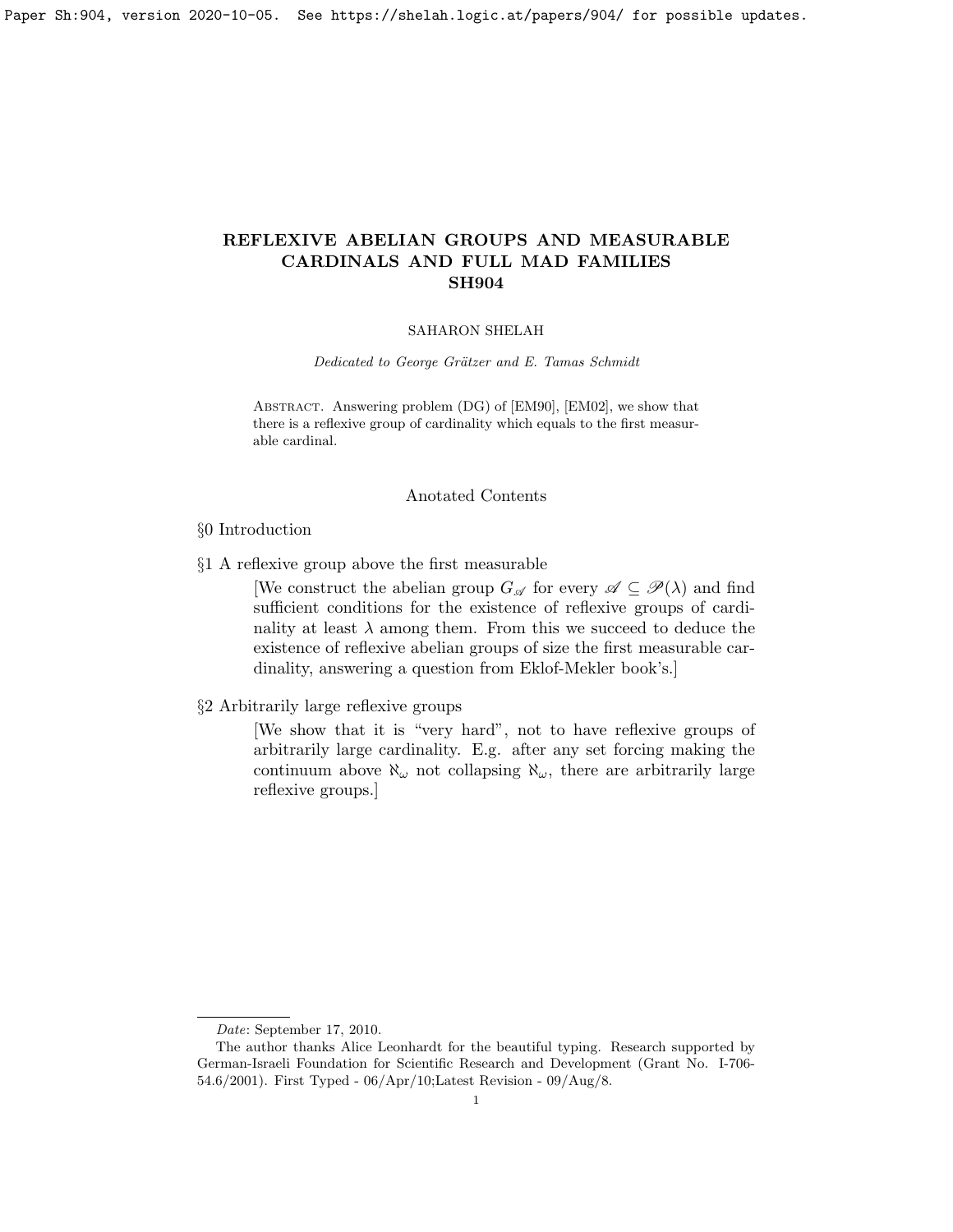# REFLEXIVE ABELIAN GROUPS AND MEASURABLE CARDINALS AND FULL MAD FAMILIES SH904

SAHARON SHELAH

*Dedicated to George Grätzer and E. Tamas Schmidt*

Abstract. Answering problem (DG) of [EM90], [EM02], we show that there is a reflexive group of cardinality which equals to the first measurable cardinal.

## Anotated Contents

§0 Introduction

§1 A reflexive group above the first measurable

> [We construct the abelian group $G_{\mathscr{A}}$ for every $\mathscr{A} \subseteq \mathscr{P}(\lambda)$ and find sufficient conditions for the existence of reflexive groups of cardinality at least $\lambda$ among them. From this we succeed to deduce the existence of reflexive abelian groups of size the first measurable cardinality, answering a question from Eklof-Mekler book's.]

§2 Arbitrarily large reflexive groups

> [We show that it is "very hard", not to have reflexive groups of arbitrarily large cardinality. E.g. after any set forcing making the continuum above $\aleph_\omega$ not collapsing $\aleph_\omega$, there are arbitrarily large reflexive groups.]

---

*Date*: September 17, 2010.

The author thanks Alice Leonhardt for the beautiful typing. Research supported by German-Israeli Foundation for Scientific Research and Development (Grant No. I-706-54.6/2001). First Typed - 06/Apr/10;Latest Revision - 09/Aug/8.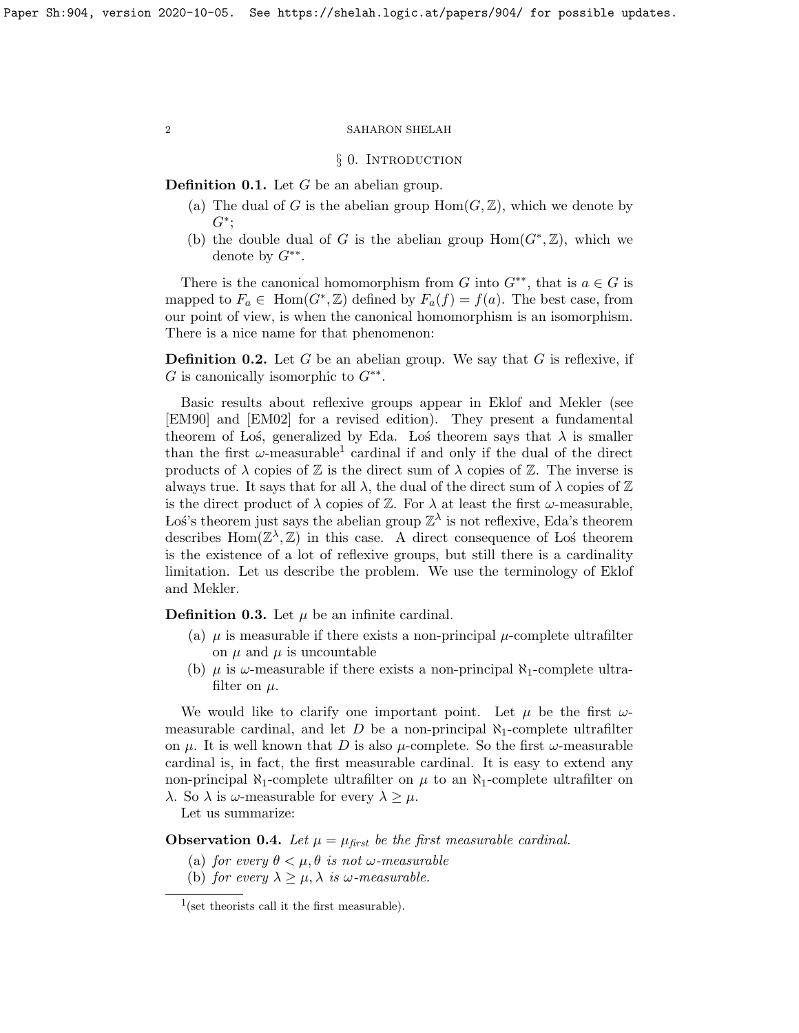## § 0. Introduction

**Definition 0.1.** Let $G$ be an abelian group.

(a) The dual of $G$ is the abelian group $\mathrm{Hom}(G, \mathbb{Z})$, which we denote by $G^*$;

(b) the double dual of $G$ is the abelian group $\mathrm{Hom}(G^*, \mathbb{Z})$, which we denote by $G^{**}$.

There is the canonical homomorphism from $G$ into $G^{**}$, that is $a \in G$ is mapped to $F_a \in \mathrm{Hom}(G^*, \mathbb{Z})$ defined by $F_a(f) = f(a)$. The best case, from our point of view, is when the canonical homomorphism is an isomorphism. There is a nice name for that phenomenon:

**Definition 0.2.** Let $G$ be an abelian group. We say that $G$ is reflexive, if $G$ is canonically isomorphic to $G^{**}$.

Basic results about reflexive groups appear in Eklof and Mekler (see [EM90] and [EM02] for a revised edition). They present a fundamental theorem of Łoś, generalized by Eda. Łoś theorem says that $\lambda$ is smaller than the first $\omega$-measurable[1] cardinal if and only if the dual of the direct products of $\lambda$ copies of $\mathbb{Z}$ is the direct sum of $\lambda$ copies of $\mathbb{Z}$. The inverse is always true. It says that for all $\lambda$, the dual of the direct sum of $\lambda$ copies of $\mathbb{Z}$ is the direct product of $\lambda$ copies of $\mathbb{Z}$. For $\lambda$ at least the first $\omega$-measurable, Łoś's theorem just says the abelian group $\mathbb{Z}^\lambda$ is not reflexive, Eda's theorem describes $\mathrm{Hom}(\mathbb{Z}^\lambda, \mathbb{Z})$ in this case. A direct consequence of Łoś theorem is the existence of a lot of reflexive groups, but still there is a cardinality limitation. Let us describe the problem. We use the terminology of Eklof and Mekler.

**Definition 0.3.** Let $\mu$ be an infinite cardinal.

(a) $\mu$ is measurable if there exists a non-principal $\mu$-complete ultrafilter on $\mu$ and $\mu$ is uncountable

(b) $\mu$ is $\omega$-measurable if there exists a non-principal $\aleph_1$-complete ultrafilter on $\mu$.

We would like to clarify one important point. Let $\mu$ be the first $\omega$-measurable cardinal, and let $D$ be a non-principal $\aleph_1$-complete ultrafilter on $\mu$. It is well known that $D$ is also $\mu$-complete. So the first $\omega$-measurable cardinal is, in fact, the first measurable cardinal. It is easy to extend any non-principal $\aleph_1$-complete ultrafilter on $\mu$ to an $\aleph_1$-complete ultrafilter on $\lambda$. So $\lambda$ is $\omega$-measurable for every $\lambda \geq \mu$.

Let us summarize:

**Observation 0.4.** *Let $\mu = \mu_{\text{first}}$ be the first measurable cardinal.*

(a) *for every $\theta < \mu, \theta$ is not $\omega$-measurable*

(b) *for every $\lambda \geq \mu, \lambda$ is $\omega$-measurable.*

---

[1] (set theorists call it the first measurable).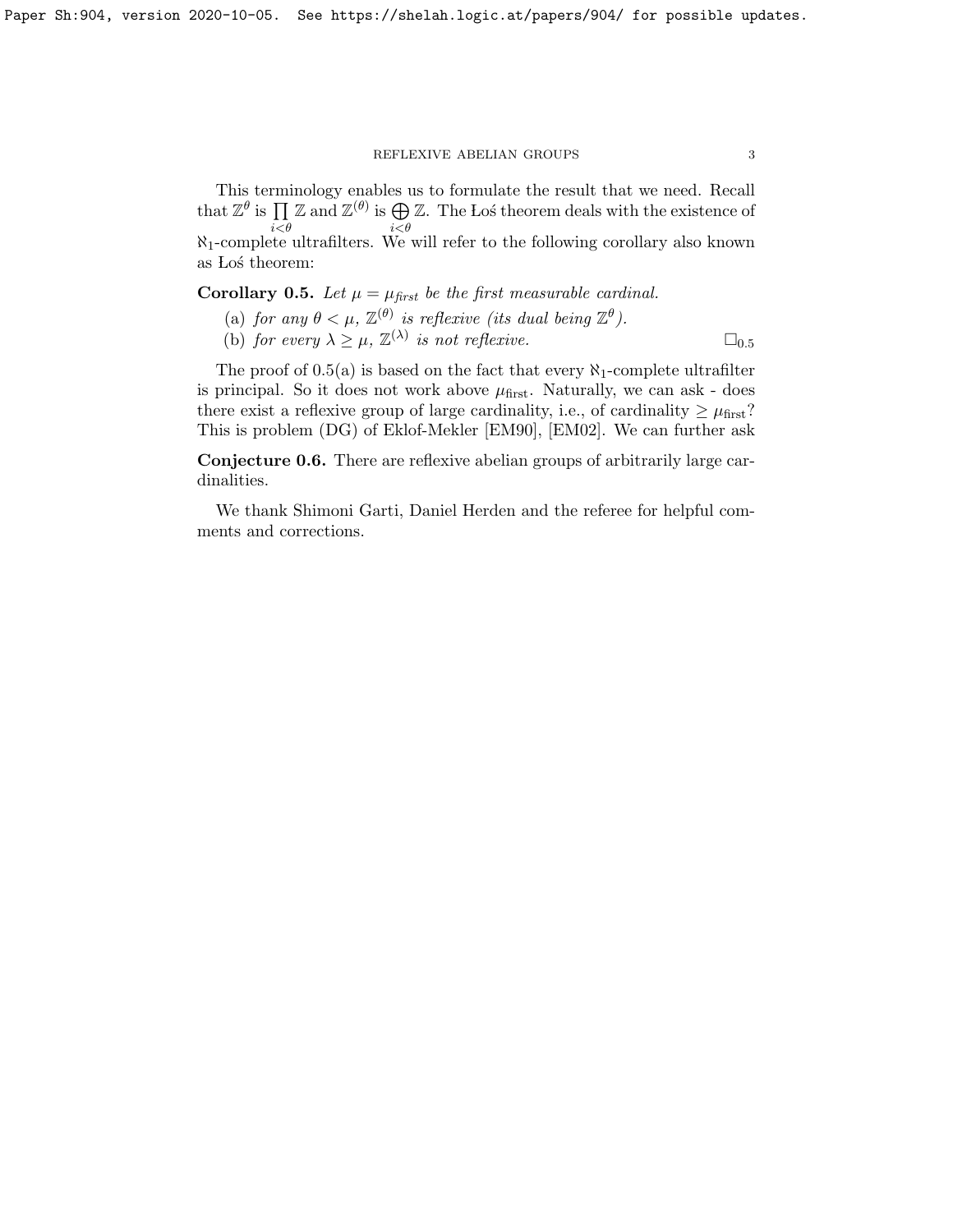This terminology enables us to formulate the result that we need. Recall that $\mathbb{Z}^\theta$ is $\prod_{i<\theta} \mathbb{Z}$ and $\mathbb{Z}^{(\theta)}$ is $\bigoplus_{i<\theta} \mathbb{Z}$. The Łoś theorem deals with the existence of $\aleph_1$-complete ultrafilters. We will refer to the following corollary also known as Łoś theorem:

**Corollary 0.5.** *Let $\mu = \mu_{first}$ be the first measurable cardinal.*

(a) *for any $\theta < \mu$, $\mathbb{Z}^{(\theta)}$ is reflexive (its dual being $\mathbb{Z}^\theta$).*

(b) *for every $\lambda \geq \mu$, $\mathbb{Z}^{(\lambda)}$ is not reflexive.* $\square_{0.5}$

The proof of 0.5(a) is based on the fact that every $\aleph_1$-complete ultrafilter is principal. So it does not work above $\mu_{\text{first}}$. Naturally, we can ask - does there exist a reflexive group of large cardinality, i.e., of cardinality $\geq \mu_{\text{first}}$? This is problem (DG) of Eklof-Mekler [EM90], [EM02]. We can further ask

**Conjecture 0.6.** There are reflexive abelian groups of arbitrarily large cardinalities.

We thank Shimoni Garti, Daniel Herden and the referee for helpful comments and corrections.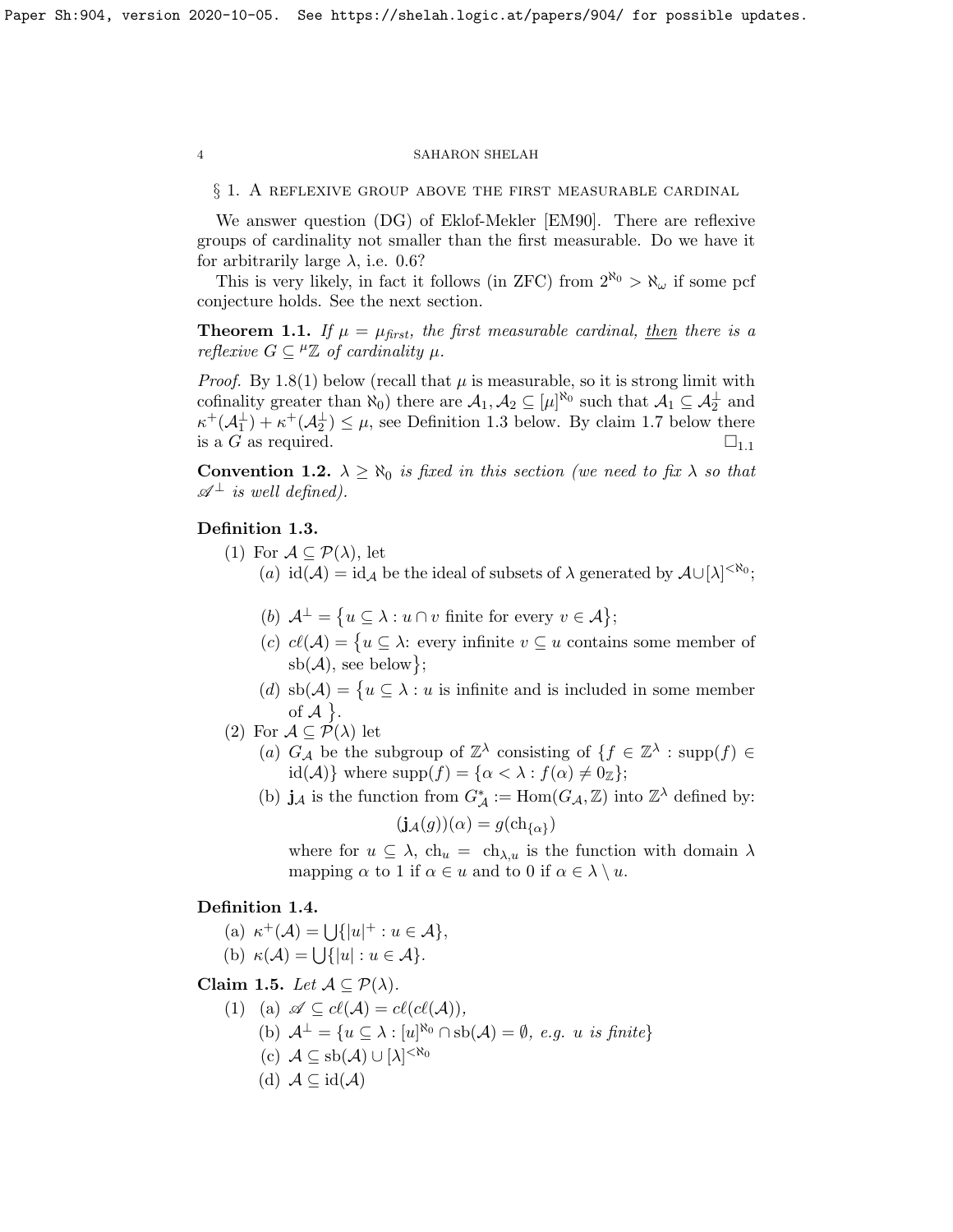## § 1. A reflexive group above the first measurable cardinal

We answer question (DG) of Eklof-Mekler [EM90]. There are reflexive groups of cardinality not smaller than the first measurable. Do we have it for arbitrarily large $\lambda$, i.e. 0.6?

This is very likely, in fact it follows (in ZFC) from $2^{\aleph_0} > \aleph_\omega$ if some pcf conjecture holds. See the next section.

**Theorem 1.1.** *If $\mu = \mu_{first}$, the first measurable cardinal, <u>then</u> there is a reflexive $G \subseteq {}^\mu\mathbb{Z}$ of cardinality $\mu$.*

*Proof.* By 1.8(1) below (recall that $\mu$ is measurable, so it is strong limit with cofinality greater than $\aleph_0$) there are $\mathcal{A}_1, \mathcal{A}_2 \subseteq [\mu]^{\aleph_0}$ such that $\mathcal{A}_1 \subseteq \mathcal{A}_2^\perp$ and $\kappa^+(\mathcal{A}_1^\perp) + \kappa^+(\mathcal{A}_2^\perp) \le \mu$, see Definition 1.3 below. By claim 1.7 below there is a $G$ as required. $\square_{1.1}$

**Convention 1.2.** *$\lambda \ge \aleph_0$ is fixed in this section (we need to fix $\lambda$ so that $\mathscr{A}^\perp$ is well defined).*

**Definition 1.3.**

(1) For $\mathcal{A} \subseteq \mathcal{P}(\lambda)$, let

  (*a*) $\mathrm{id}(\mathcal{A}) = \mathrm{id}_\mathcal{A}$ be the ideal of subsets of $\lambda$ generated by $\mathcal{A} \cup [\lambda]^{<\aleph_0}$;

  (*b*) $\mathcal{A}^\perp = \{u \subseteq \lambda : u \cap v \text{ finite for every } v \in \mathcal{A}\}$;

  (*c*) $c\ell(\mathcal{A}) = \{u \subseteq \lambda$: every infinite $v \subseteq u$ contains some member of $\mathrm{sb}(\mathcal{A})$, see below$\}$;

  (*d*) $\mathrm{sb}(\mathcal{A}) = \{u \subseteq \lambda : u$ is infinite and is included in some member of $\mathcal{A}\}$.

(2) For $\mathcal{A} \subseteq \mathcal{P}(\lambda)$ let

  (*a*) $G_\mathcal{A}$ be the subgroup of $\mathbb{Z}^\lambda$ consisting of $\{f \in \mathbb{Z}^\lambda : \mathrm{supp}(f) \in \mathrm{id}(\mathcal{A})\}$ where $\mathrm{supp}(f) = \{\alpha < \lambda : f(\alpha) \ne 0_\mathbb{Z}\}$;

  (b) $\mathbf{j}_\mathcal{A}$ is the function from $G^*_\mathcal{A} := \mathrm{Hom}(G_\mathcal{A}, \mathbb{Z})$ into $\mathbb{Z}^\lambda$ defined by:

$$(\mathbf{j}_\mathcal{A}(g))(\alpha) = g(\mathrm{ch}_{\{\alpha\}})$$

  where for $u \subseteq \lambda$, $\mathrm{ch}_u = \mathrm{ch}_{\lambda,u}$ is the function with domain $\lambda$ mapping $\alpha$ to 1 if $\alpha \in u$ and to 0 if $\alpha \in \lambda \setminus u$.

**Definition 1.4.**

(a) $\kappa^+(\mathcal{A}) = \bigcup\{|u|^+ : u \in \mathcal{A}\}$,

(b) $\kappa(\mathcal{A}) = \bigcup\{|u| : u \in \mathcal{A}\}$.

**Claim 1.5.** *Let $\mathcal{A} \subseteq \mathcal{P}(\lambda)$.*

(1) (a) $\mathscr{A} \subseteq c\ell(\mathcal{A}) = c\ell(c\ell(\mathcal{A}))$,

  (b) $\mathcal{A}^\perp = \{u \subseteq \lambda : [u]^{\aleph_0} \cap \mathrm{sb}(\mathcal{A}) = \emptyset$*, e.g. $u$ is finite*$\}$

  (c) $\mathcal{A} \subseteq \mathrm{sb}(\mathcal{A}) \cup [\lambda]^{<\aleph_0}$

  (d) $\mathcal{A} \subseteq \mathrm{id}(\mathcal{A})$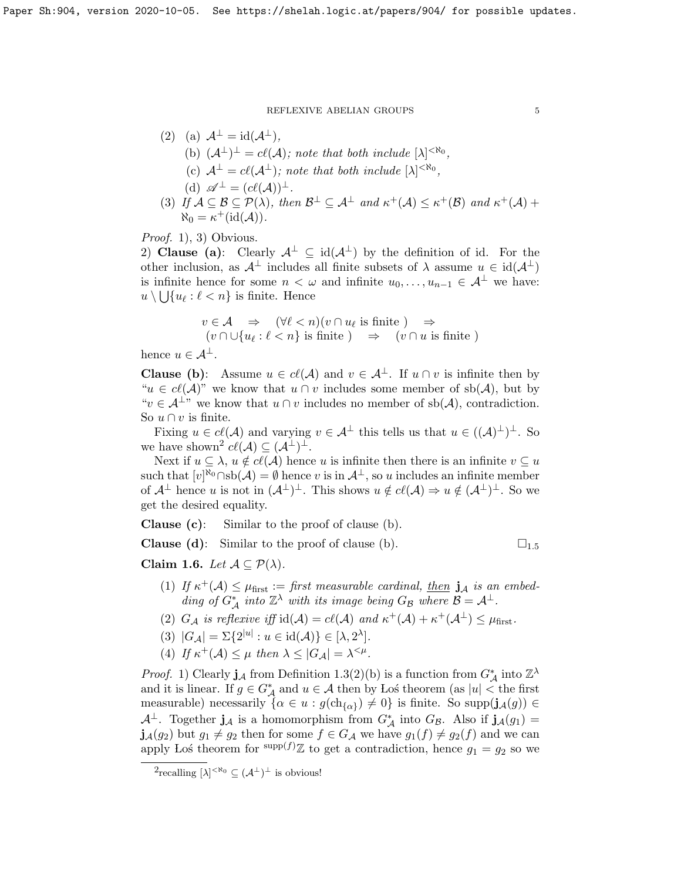(2) (a) $\mathcal{A}^\perp = \mathrm{id}(\mathcal{A}^\perp)$,

(b) $(\mathcal{A}^\perp)^\perp = c\ell(\mathcal{A})$; *note that both include* $[\lambda]^{<\aleph_0}$,

(c) $\mathcal{A}^\perp = c\ell(\mathcal{A}^\perp)$; *note that both include* $[\lambda]^{<\aleph_0}$,

(d) $\mathscr{A}^\perp = (c\ell(\mathcal{A}))^\perp$.

(3) *If* $\mathcal{A} \subseteq \mathcal{B} \subseteq \mathcal{P}(\lambda)$, *then* $\mathcal{B}^\perp \subseteq \mathcal{A}^\perp$ *and* $\kappa^+(\mathcal{A}) \le \kappa^+(\mathcal{B})$ *and* $\kappa^+(\mathcal{A}) + \aleph_0 = \kappa^+(\mathrm{id}(\mathcal{A}))$.

*Proof.* 1), 3) Obvious.

2) **Clause (a)**: Clearly $\mathcal{A}^\perp \subseteq \mathrm{id}(\mathcal{A}^\perp)$ by the definition of id. For the other inclusion, as $\mathcal{A}^\perp$ includes all finite subsets of $\lambda$ assume $u \in \mathrm{id}(\mathcal{A}^\perp)$ is infinite hence for some $n < \omega$ and infinite $u_0, \ldots, u_{n-1} \in \mathcal{A}^\perp$ we have: $u \setminus \bigcup\{u_\ell : \ell < n\}$ is finite. Hence

$$\begin{aligned} &v \in \mathcal{A} \quad \Rightarrow \quad (\forall \ell < n)(v \cap u_\ell \text{ is finite }) \quad \Rightarrow \\ &(v \cap \cup\{u_\ell : \ell < n\} \text{ is finite }) \quad \Rightarrow \quad (v \cap u \text{ is finite }) \end{aligned}$$

hence $u \in \mathcal{A}^\perp$.

**Clause (b)**: Assume $u \in c\ell(\mathcal{A})$ and $v \in \mathcal{A}^\perp$. If $u \cap v$ is infinite then by "$u \in c\ell(\mathcal{A})$" we know that $u \cap v$ includes some member of $\mathrm{sb}(\mathcal{A})$, but by "$v \in \mathcal{A}^\perp$" we know that $u \cap v$ includes no member of $\mathrm{sb}(\mathcal{A})$, contradiction. So $u \cap v$ is finite.

Fixing $u \in c\ell(\mathcal{A})$ and varying $v \in \mathcal{A}^\perp$ this tells us that $u \in ((\mathcal{A})^\perp)^\perp$. So we have shown[2] $c\ell(\mathcal{A}) \subseteq (\mathcal{A}^\perp)^\perp$.

Next if $u \subseteq \lambda$, $u \notin c\ell(\mathcal{A})$ hence $u$ is infinite then there is an infinite $v \subseteq u$ such that $[v]^{\aleph_0} \cap \mathrm{sb}(\mathcal{A}) = \emptyset$ hence $v$ is in $\mathcal{A}^\perp$, so $u$ includes an infinite member of $\mathcal{A}^\perp$ hence $u$ is not in $(\mathcal{A}^\perp)^\perp$. This shows $u \notin c\ell(\mathcal{A}) \Rightarrow u \notin (\mathcal{A}^\perp)^\perp$. So we get the desired equality.

**Clause (c)**: Similar to the proof of clause (b).

**Clause (d)**: Similar to the proof of clause (b). $\square_{1.5}$

**Claim 1.6.** *Let* $\mathcal{A} \subseteq \mathcal{P}(\lambda)$.

(1) *If* $\kappa^+(\mathcal{A}) \le \mu_{\mathrm{first}} :=$ *first measurable cardinal,* *then* $\mathbf{j}_\mathcal{A}$ *is an embedding of* $G^*_\mathcal{A}$ *into* $\mathbb{Z}^\lambda$ *with its image being* $G_\mathcal{B}$ *where* $\mathcal{B} = \mathcal{A}^\perp$.

(2) $G_\mathcal{A}$ *is reflexive iff* $\mathrm{id}(\mathcal{A}) = c\ell(\mathcal{A})$ *and* $\kappa^+(\mathcal{A}) + \kappa^+(\mathcal{A}^\perp) \le \mu_{\mathrm{first}}$.

(3) $|G_\mathcal{A}| = \Sigma\{2^{|u|} : u \in \mathrm{id}(\mathcal{A})\} \in [\lambda, 2^\lambda]$.

(4) *If* $\kappa^+(\mathcal{A}) \le \mu$ *then* $\lambda \le |G_\mathcal{A}| = \lambda^{<\mu}$.

*Proof.* 1) Clearly $\mathbf{j}_\mathcal{A}$ from Definition 1.3(2)(b) is a function from $G^*_\mathcal{A}$ into $\mathbb{Z}^\lambda$ and it is linear. If $g \in G^*_\mathcal{A}$ and $u \in \mathcal{A}$ then by Łoś theorem (as $|u| <$ the first measurable) necessarily $\{\alpha \in u : g(\mathrm{ch}_{\{\alpha\}}) \neq 0\}$ is finite. So $\mathrm{supp}(\mathbf{j}_\mathcal{A}(g)) \in \mathcal{A}^\perp$. Together $\mathbf{j}_\mathcal{A}$ is a homomorphism from $G^*_\mathcal{A}$ into $G_\mathcal{B}$. Also if $\mathbf{j}_\mathcal{A}(g_1) = \mathbf{j}_\mathcal{A}(g_2)$ but $g_1 \neq g_2$ then for some $f \in G_\mathcal{A}$ we have $g_1(f) \neq g_2(f)$ and we can apply Łoś theorem for ${}^{\mathrm{supp}(f)}\mathbb{Z}$ to get a contradiction, hence $g_1 = g_2$ so we

[2] recalling $[\lambda]^{<\aleph_0} \subseteq (\mathcal{A}^\perp)^\perp$ is obvious!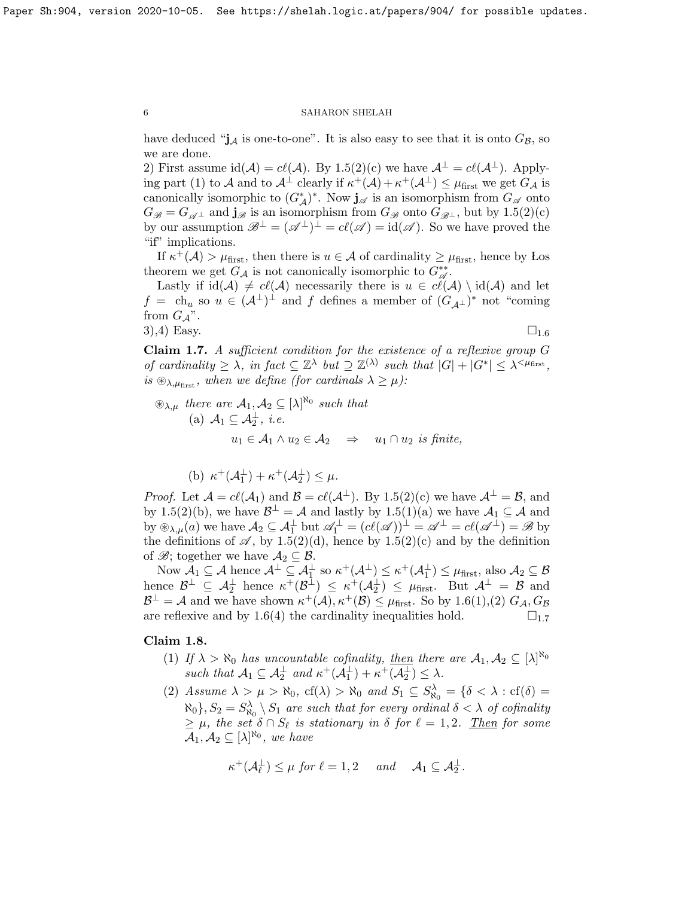have deduced "$\mathbf{j}_{\mathcal{A}}$ is one-to-one". It is also easy to see that it is onto $G_{\mathcal{B}}$, so we are done.

2) First assume $\mathrm{id}(\mathcal{A}) = c\ell(\mathcal{A})$. By 1.5(2)(c) we have $\mathcal{A}^{\perp} = c\ell(\mathcal{A}^{\perp})$. Applying part (1) to $\mathcal{A}$ and to $\mathcal{A}^{\perp}$ clearly if $\kappa^+(\mathcal{A}) + \kappa^+(\mathcal{A}^{\perp}) \leq \mu_{\text{first}}$ we get $G_{\mathcal{A}}$ is canonically isomorphic to $(G^*_{\mathcal{A}})^*$. Now $\mathbf{j}_{\mathscr{A}}$ is an isomorphism from $G_{\mathscr{A}}$ onto $G_{\mathscr{B}} = G_{\mathscr{A}^{\perp}}$ and $\mathbf{j}_{\mathscr{B}}$ is an isomorphism from $G_{\mathscr{B}}$ onto $G_{\mathscr{B}^{\perp}}$, but by 1.5(2)(c) by our assumption $\mathscr{B}^{\perp} = (\mathscr{A}^{\perp})^{\perp} = c\ell(\mathscr{A}) = \mathrm{id}(\mathscr{A})$. So we have proved the "if" implications.

If $\kappa^+(\mathcal{A}) > \mu_{\text{first}}$, then there is $u \in \mathcal{A}$ of cardinality $\geq \mu_{\text{first}}$, hence by Łos theorem we get $G_{\mathcal{A}}$ is not canonically isomorphic to $G^{**}_{\mathscr{A}}$.

Lastly if $\mathrm{id}(\mathcal{A}) \neq c\ell(\mathcal{A})$ necessarily there is $u \in c\ell(\mathcal{A}) \setminus \mathrm{id}(\mathcal{A})$ and let $f = \mathrm{ch}_u$ so $u \in (\mathcal{A}^{\perp})^{\perp}$ and $f$ defines a member of $(G_{\mathcal{A}^{\perp}})^*$ not "coming from $G_{\mathcal{A}}$".

3),4) Easy. $\square_{1.6}$

**Claim 1.7.** *A sufficient condition for the existence of a reflexive group $G$ of cardinality $\geq \lambda$, in fact $\subseteq \mathbb{Z}^{\lambda}$ but $\supseteq \mathbb{Z}^{(\lambda)}$ such that $|G| + |G^*| \leq \lambda^{<\mu_{\text{first}}}$, is $\circledast_{\lambda,\mu_{\text{first}}}$, when we define (for cardinals $\lambda \geq \mu$):*

$\circledast_{\lambda,\mu}$ *there are $\mathcal{A}_1, \mathcal{A}_2 \subseteq [\lambda]^{\aleph_0}$ such that*
(a) *$\mathcal{A}_1 \subseteq \mathcal{A}_2^{\perp}$, i.e.*
$$u_1 \in \mathcal{A}_1 \wedge u_2 \in \mathcal{A}_2 \quad \Rightarrow \quad u_1 \cap u_2 \textit{ is finite},$$
(b) *$\kappa^+(\mathcal{A}_1^{\perp}) + \kappa^+(\mathcal{A}_2^{\perp}) \leq \mu$.*

*Proof.* Let $\mathcal{A} = c\ell(\mathcal{A}_1)$ and $\mathcal{B} = c\ell(\mathcal{A}^{\perp})$. By 1.5(2)(c) we have $\mathcal{A}^{\perp} = \mathcal{B}$, and by 1.5(2)(b), we have $\mathcal{B}^{\perp} = \mathcal{A}$ and lastly by 1.5(1)(a) we have $\mathcal{A}_1 \subseteq \mathcal{A}$ and by $\circledast_{\lambda,\mu}(a)$ we have $\mathcal{A}_2 \subseteq \mathcal{A}_1^{\perp}$ but $\mathscr{A}_1^{\perp} = (c\ell(\mathscr{A}))^{\perp} = \mathscr{A}^{\perp} = c\ell(\mathscr{A}^{\perp}) = \mathscr{B}$ by the definitions of $\mathscr{A}$, by 1.5(2)(d), hence by 1.5(2)(c) and by the definition of $\mathscr{B}$; together we have $\mathcal{A}_2 \subseteq \mathcal{B}$.

Now $\mathcal{A}_1 \subseteq \mathcal{A}$ hence $\mathcal{A}^{\perp} \subseteq \mathcal{A}_1^{\perp}$ so $\kappa^+(\mathcal{A}^{\perp}) \leq \kappa^+(\mathcal{A}_1^{\perp}) \leq \mu_{\text{first}}$, also $\mathcal{A}_2 \subseteq \mathcal{B}$ hence $\mathcal{B}^{\perp} \subseteq \mathcal{A}_2^{\perp}$ hence $\kappa^+(\mathcal{B}^{\perp}) \leq \kappa^+(\mathcal{A}_2^{\perp}) \leq \mu_{\text{first}}$. But $\mathcal{A}^{\perp} = \mathcal{B}$ and $\mathcal{B}^{\perp} = \mathcal{A}$ and we have shown $\kappa^+(\mathcal{A}), \kappa^+(\mathcal{B}) \leq \mu_{\text{first}}$. So by 1.6(1),(2) $G_{\mathcal{A}}, G_{\mathcal{B}}$ are reflexive and by 1.6(4) the cardinality inequalities hold. $\square_{1.7}$

**Claim 1.8.**

(1) *If $\lambda > \aleph_0$ has uncountable cofinality, then there are $\mathcal{A}_1, \mathcal{A}_2 \subseteq [\lambda]^{\aleph_0}$ such that $\mathcal{A}_1 \subseteq \mathcal{A}_2^{\perp}$ and $\kappa^+(\mathcal{A}_1^{\perp}) + \kappa^+(\mathcal{A}_2^{\perp}) \leq \lambda$.*

(2) *Assume $\lambda > \mu > \aleph_0$, $\mathrm{cf}(\lambda) > \aleph_0$ and $S_1 \subseteq S^{\lambda}_{\aleph_0} = \{\delta < \lambda : \mathrm{cf}(\delta) = \aleph_0\}$, $S_2 = S^{\lambda}_{\aleph_0} \setminus S_1$ are such that for every ordinal $\delta < \lambda$ of cofinality $\geq \mu$, the set $\delta \cap S_\ell$ is stationary in $\delta$ for $\ell = 1, 2$. Then for some $\mathcal{A}_1, \mathcal{A}_2 \subseteq [\lambda]^{\aleph_0}$, we have*
$$\kappa^+(\mathcal{A}_\ell^{\perp}) \leq \mu \textit{ for } \ell = 1, 2 \quad \textit{ and } \quad \mathcal{A}_1 \subseteq \mathcal{A}_2^{\perp}.$$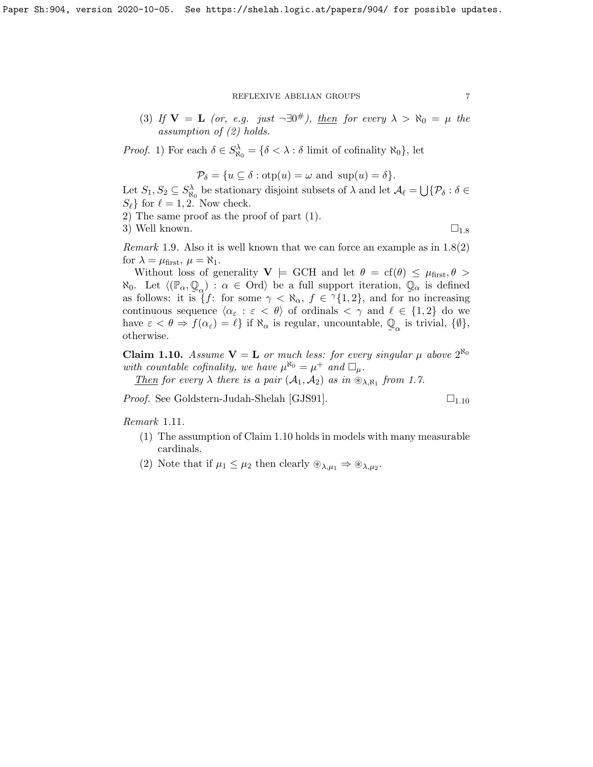(3) *If* $\mathbf{V} = \mathbf{L}$ *(or, e.g. just* $\neg\exists 0^\#$*),* <u>*then*</u> *for every* $\lambda > \aleph_0 = \mu$ *the assumption of (2) holds.*

*Proof.* 1) For each $\delta \in S^\lambda_{\aleph_0} = \{\delta < \lambda : \delta \text{ limit of cofinality } \aleph_0\}$, let

$$\mathcal{P}_\delta = \{u \subseteq \delta : \mathrm{otp}(u) = \omega \text{ and } \sup(u) = \delta\}.$$

Let $S_1, S_2 \subseteq S^\lambda_{\aleph_0}$ be stationary disjoint subsets of $\lambda$ and let $\mathcal{A}_\ell = \bigcup\{\mathcal{P}_\delta : \delta \in S_\ell\}$ for $\ell = 1, 2$. Now check.

2) The same proof as the proof of part (1).

3) Well known. $\square_{1.8}$

*Remark* 1.9. Also it is well known that we can force an example as in 1.8(2) for $\lambda = \mu_{\text{first}}$, $\mu = \aleph_1$.

Without loss of generality $\mathbf{V} \models \mathrm{GCH}$ and let $\theta = \mathrm{cf}(\theta) \leq \mu_{\text{first}}, \theta > \aleph_0$. Let $\langle(\mathbb{P}_\alpha, \underset{\sim}{\mathbb{Q}}_\alpha) : \alpha \in \mathrm{Ord}\rangle$ be a full support iteration, $\underset{\sim}{\mathbb{Q}}_\alpha$ is defined as follows: it is $\{f$: for some $\gamma < \aleph_\alpha$, $f \in {}^\gamma\{1,2\}$, and for no increasing continuous sequence $\langle \alpha_\varepsilon : \varepsilon < \theta\rangle$ of ordinals $< \gamma$ and $\ell \in \{1, 2\}$ do we have $\varepsilon < \theta \Rightarrow f(\alpha_\varepsilon) = \ell\}$ if $\aleph_\alpha$ is regular, uncountable, $\underset{\sim}{\mathbb{Q}}_\alpha$ is trivial, $\{\emptyset\}$, otherwise.

**Claim 1.10.** *Assume* $\mathbf{V} = \mathbf{L}$ *or much less: for every singular* $\mu$ *above* $2^{\aleph_0}$ *with countable cofinality, we have* $\mu^{\aleph_0} = \mu^+$ *and* $\square_\mu$*.*

<u>*Then*</u> *for every* $\lambda$ *there is a pair* $(\mathcal{A}_1, \mathcal{A}_2)$ *as in* $\circledast_{\lambda,\aleph_1}$ *from 1.7.*

*Proof.* See Goldstern-Judah-Shelah [GJS91]. $\square_{1.10}$

*Remark* 1.11.

1. The assumption of Claim 1.10 holds in models with many measurable cardinals.
2. Note that if $\mu_1 \leq \mu_2$ then clearly $\circledast_{\lambda,\mu_1} \Rightarrow \circledast_{\lambda,\mu_2}$.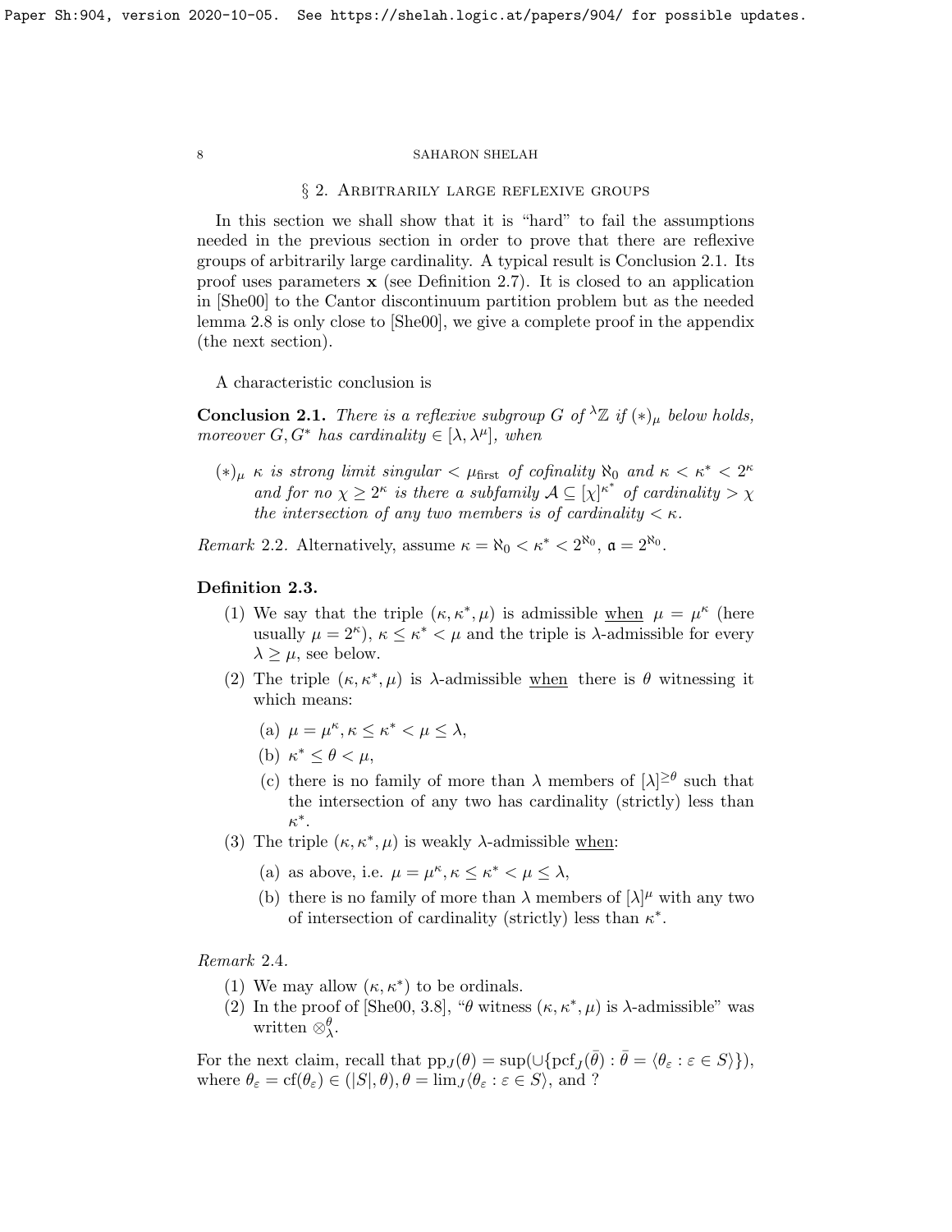## § 2. Arbitrarily large reflexive groups

In this section we shall show that it is "hard" to fail the assumptions needed in the previous section in order to prove that there are reflexive groups of arbitrarily large cardinality. A typical result is Conclusion 2.1. Its proof uses parameters $\mathbf{x}$ (see Definition 2.7). It is closed to an application in [She00] to the Cantor discontinuum partition problem but as the needed lemma 2.8 is only close to [She00], we give a complete proof in the appendix (the next section).

A characteristic conclusion is

**Conclusion 2.1.** *There is a reflexive subgroup $G$ of ${}^\lambda\mathbb{Z}$ if $(*)_\mu$ below holds, moreover $G, G^*$ has cardinality $\in [\lambda, \lambda^\mu]$, when*

- $(*)_\mu$ *$\kappa$ is strong limit singular $< \mu_{\text{first}}$ of cofinality $\aleph_0$ and $\kappa < \kappa^* < 2^\kappa$ and for no $\chi \geq 2^\kappa$ is there a subfamily $\mathcal{A} \subseteq [\chi]^{\kappa^*}$ of cardinality $> \chi$ the intersection of any two members is of cardinality $< \kappa$.*

*Remark* 2.2. Alternatively, assume $\kappa = \aleph_0 < \kappa^* < 2^{\aleph_0}$, $\mathfrak{a} = 2^{\aleph_0}$.

**Definition 2.3.**

1. We say that the triple $(\kappa, \kappa^*, \mu)$ is admissible <u>when</u> $\mu = \mu^\kappa$ (here usually $\mu = 2^\kappa$), $\kappa \leq \kappa^* < \mu$ and the triple is $\lambda$-admissible for every $\lambda \geq \mu$, see below.
2. The triple $(\kappa, \kappa^*, \mu)$ is $\lambda$-admissible <u>when</u> there is $\theta$ witnessing it which means:
   - (a) $\mu = \mu^\kappa, \kappa \leq \kappa^* < \mu \leq \lambda$,
   - (b) $\kappa^* \leq \theta < \mu$,
   - (c) there is no family of more than $\lambda$ members of $[\lambda]^{\geq \theta}$ such that the intersection of any two has cardinality (strictly) less than $\kappa^*$.
3. The triple $(\kappa, \kappa^*, \mu)$ is weakly $\lambda$-admissible <u>when</u>:
   - (a) as above, i.e. $\mu = \mu^\kappa, \kappa \leq \kappa^* < \mu \leq \lambda$,
   - (b) there is no family of more than $\lambda$ members of $[\lambda]^\mu$ with any two of intersection of cardinality (strictly) less than $\kappa^*$.

*Remark* 2.4.

1. We may allow $(\kappa, \kappa^*)$ to be ordinals.
2. In the proof of [She00, 3.8], "$\theta$ witness $(\kappa, \kappa^*, \mu)$ is $\lambda$-admissible" was written $\otimes^\theta_\lambda$.

For the next claim, recall that $\text{pp}_J(\theta) = \sup(\cup\{\text{pcf}_J(\bar\theta) : \bar\theta = \langle \theta_\varepsilon : \varepsilon \in S\rangle\})$, where $\theta_\varepsilon = \text{cf}(\theta_\varepsilon) \in (|S|, \theta), \theta = \lim_J\langle \theta_\varepsilon : \varepsilon \in S\rangle$, and ?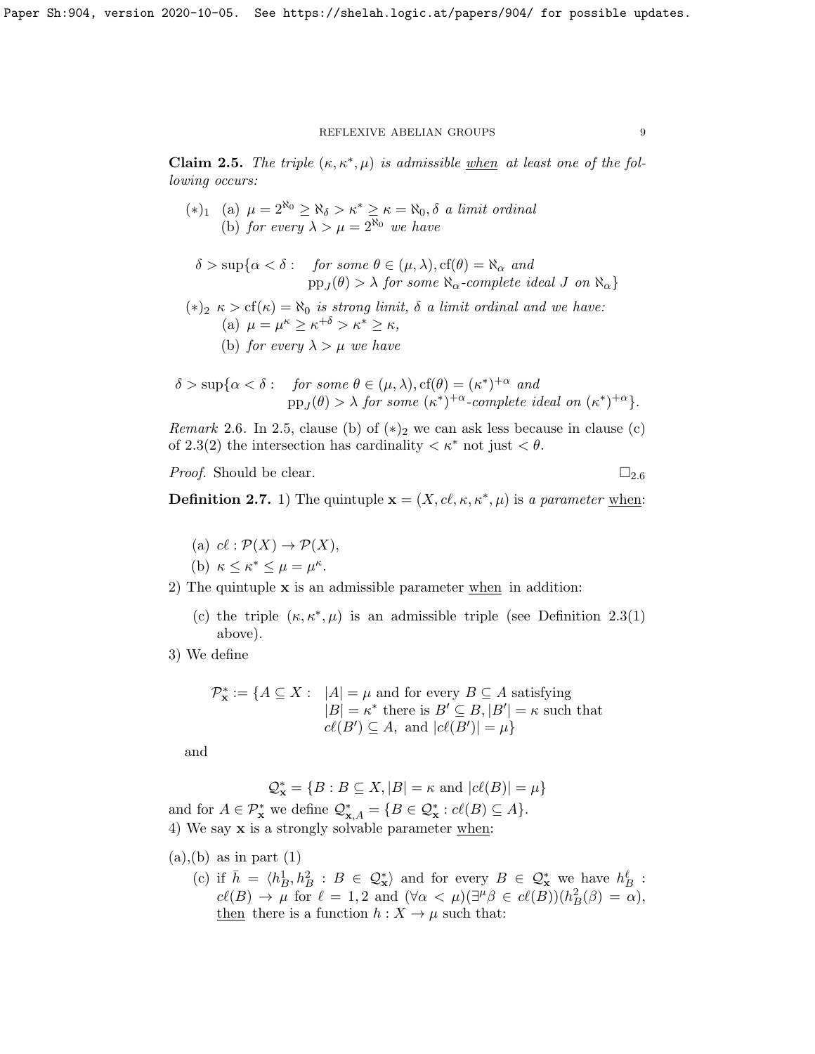**Claim 2.5.** *The triple $(\kappa, \kappa^*, \mu)$ is admissible* <u>when</u> *at least one of the following occurs:*

$(*)_1$ (a) $\mu = 2^{\aleph_0} \geq \aleph_\delta > \kappa^* \geq \kappa = \aleph_0, \delta$ *a limit ordinal*
   (b) *for every $\lambda > \mu = 2^{\aleph_0}$ we have*

$$\delta > \sup\{\alpha < \delta : \text{ for some } \theta \in (\mu, \lambda), \mathrm{cf}(\theta) = \aleph_\alpha \text{ and } \mathrm{pp}_J(\theta) > \lambda \text{ for some } \aleph_\alpha\text{-complete ideal } J \text{ on } \aleph_\alpha\}$$

$(*)_2$ $\kappa > \mathrm{cf}(\kappa) = \aleph_0$ *is strong limit, $\delta$ a limit ordinal and we have:*
   (a) $\mu = \mu^\kappa \geq \kappa^{+\delta} > \kappa^* \geq \kappa$,
   (b) *for every $\lambda > \mu$ we have*

$$\delta > \sup\{\alpha < \delta : \text{ for some } \theta \in (\mu, \lambda), \mathrm{cf}(\theta) = (\kappa^*)^{+\alpha} \text{ and } \mathrm{pp}_J(\theta) > \lambda \text{ for some } (\kappa^*)^{+\alpha}\text{-complete ideal on } (\kappa^*)^{+\alpha}\}.$$

*Remark* 2.6. In 2.5, clause (b) of $(*)_2$ we can ask less because in clause (c) of 2.3(2) the intersection has cardinality $< \kappa^*$ not just $< \theta$.

*Proof.* Should be clear. $\square_{2.6}$

**Definition 2.7.** 1) The quintuple $\mathbf{x} = (X, c\ell, \kappa, \kappa^*, \mu)$ is *a parameter* <u>when</u>:

(a) $c\ell : \mathcal{P}(X) \to \mathcal{P}(X)$,
(b) $\kappa \leq \kappa^* \leq \mu = \mu^\kappa$.

2) The quintuple $\mathbf{x}$ is an admissible parameter <u>when</u> in addition:

(c) the triple $(\kappa, \kappa^*, \mu)$ is an admissible triple (see Definition 2.3(1) above).

3) We define

$$\mathcal{P}^*_{\mathbf{x}} := \{A \subseteq X : |A| = \mu \text{ and for every } B \subseteq A \text{ satisfying } |B| = \kappa^* \text{ there is } B' \subseteq B, |B'| = \kappa \text{ such that } c\ell(B') \subseteq A, \text{ and } |c\ell(B')| = \mu\}$$

and

$$\mathcal{Q}^*_{\mathbf{x}} = \{B : B \subseteq X, |B| = \kappa \text{ and } |c\ell(B)| = \mu\}$$

and for $A \in \mathcal{P}^*_{\mathbf{x}}$ we define $\mathcal{Q}^*_{\mathbf{x},A} = \{B \in \mathcal{Q}^*_{\mathbf{x}} : c\ell(B) \subseteq A\}$.

4) We say $\mathbf{x}$ is a strongly solvable parameter <u>when</u>:

(a),(b) as in part (1)

(c) if $\bar{h} = \langle h^1_B, h^2_B : B \in \mathcal{Q}^*_{\mathbf{x}}\rangle$ and for every $B \in \mathcal{Q}^*_{\mathbf{x}}$ we have $h^\ell_B : c\ell(B) \to \mu$ for $\ell = 1, 2$ and $(\forall \alpha < \mu)(\exists^\mu \beta \in c\ell(B))(h^2_B(\beta) = \alpha)$, <u>then</u> there is a function $h : X \to \mu$ such that: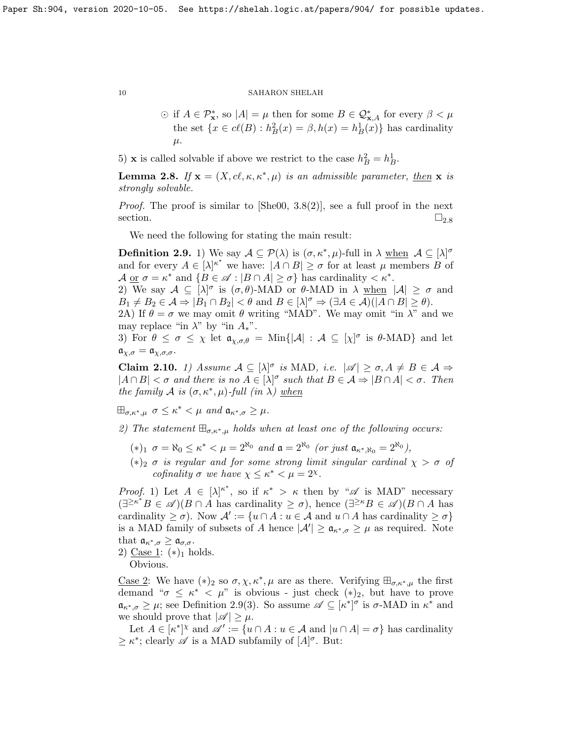$\odot$ if $A \in \mathcal{P}^*_{\mathbf{x}}$, so $|A| = \mu$ then for some $B \in \mathcal{Q}^*_{\mathbf{x},A}$ for every $\beta < \mu$ the set $\{x \in c\ell(B) : h^2_B(x) = \beta, h(x) = h^1_B(x)\}$ has cardinality $\mu$.

5) $\mathbf{x}$ is called solvable if above we restrict to the case $h^2_B = h^1_B$.

**Lemma 2.8.** *If $\mathbf{x} = (X, c\ell, \kappa, \kappa^*, \mu)$ is an admissible parameter, then $\mathbf{x}$ is strongly solvable.*

*Proof.* The proof is similar to [She00, 3.8(2)], see a full proof in the next section. $\square_{2.8}$

We need the following for stating the main result:

**Definition 2.9.** 1) We say $\mathcal{A} \subseteq \mathcal{P}(\lambda)$ is $(\sigma, \kappa^*, \mu)$-full in $\lambda$ <u>when</u> $\mathcal{A} \subseteq [\lambda]^\sigma$ and for every $A \in [\lambda]^{\kappa^*}$ we have: $|A \cap B| \geq \sigma$ for at least $\mu$ members $B$ of $\mathcal{A}$ <u>or</u> $\sigma = \kappa^*$ and $\{B \in \mathscr{A} : |B \cap A| \geq \sigma\}$ has cardinality $< \kappa^*$.
2) We say $\mathcal{A} \subseteq [\lambda]^\sigma$ is $(\sigma, \theta)$-MAD or $\theta$-MAD in $\lambda$ <u>when</u> $|\mathcal{A}| \geq \sigma$ and $B_1 \neq B_2 \in \mathcal{A} \Rightarrow |B_1 \cap B_2| < \theta$ and $B \in [\lambda]^\sigma \Rightarrow (\exists A \in \mathcal{A})(|A \cap B| \geq \theta)$.
2A) If $\theta = \sigma$ we may omit $\theta$ writing "MAD". We may omit "in $\lambda$" and we may replace "in $\lambda$" by "in $A_*$".
3) For $\theta \leq \sigma \leq \chi$ let $\mathfrak{a}_{\chi,\sigma,\theta} = \mathrm{Min}\{|\mathcal{A}| : \mathcal{A} \subseteq [\chi]^\sigma$ is $\theta$-MAD$\}$ and let $\mathfrak{a}_{\chi,\sigma} = \mathfrak{a}_{\chi,\sigma,\sigma}$.

**Claim 2.10.** *1) Assume $\mathcal{A} \subseteq [\lambda]^\sigma$ is MAD, i.e. $|\mathscr{A}| \geq \sigma, A \neq B \in \mathcal{A} \Rightarrow |A \cap B| < \sigma$ and there is no $A \in [\lambda]^\sigma$ such that $B \in \mathcal{A} \Rightarrow |B \cap A| < \sigma$. Then the family $\mathcal{A}$ is $(\sigma, \kappa^*, \mu)$-full (in $\lambda$) <u>when</u>*

$\boxplus_{\sigma,\kappa^*,\mu}$ *$\sigma \leq \kappa^* < \mu$ and $\mathfrak{a}_{\kappa^*,\sigma} \geq \mu$.*

*2) The statement $\boxplus_{\sigma,\kappa^*,\mu}$ holds when at least one of the following occurs:*

- $(*)_1$ *$\sigma = \aleph_0 \leq \kappa^* < \mu = 2^{\aleph_0}$ and $\mathfrak{a} = 2^{\aleph_0}$ (or just $\mathfrak{a}_{\kappa^*,\aleph_0} = 2^{\aleph_0}$),*
- $(*)_2$ *$\sigma$ is regular and for some strong limit singular cardinal $\chi > \sigma$ of cofinality $\sigma$ we have $\chi \leq \kappa^* < \mu = 2^\chi$.*

*Proof.* 1) Let $A \in [\lambda]^{\kappa^*}$, so if $\kappa^* > \kappa$ then by "$\mathscr{A}$ is MAD" necessary $(\exists^{\geq \kappa^*} B \in \mathscr{A})(B \cap A$ has cardinality $\geq \sigma)$, hence $(\exists^{\geq \kappa} B \in \mathscr{A})(B \cap A$ has cardinality $\geq \sigma)$. Now $\mathcal{A}' := \{u \cap A : u \in \mathcal{A}$ and $u \cap A$ has cardinality $\geq \sigma\}$ is a MAD family of subsets of $A$ hence $|\mathcal{A}'| \geq \mathfrak{a}_{\kappa^*,\sigma} \geq \mu$ as required. Note that $\mathfrak{a}_{\kappa^*,\sigma} \geq \mathfrak{a}_{\sigma,\sigma}$.
2) <u>Case 1</u>: $(*)_1$ holds.
Obvious.

<u>Case 2</u>: We have $(*)_2$ so $\sigma, \chi, \kappa^*, \mu$ are as there. Verifying $\boxplus_{\sigma,\kappa^*,\mu}$ the first demand "$\sigma \leq \kappa^* < \mu$" is obvious - just check $(*)_2$, but have to prove $\mathfrak{a}_{\kappa^*,\sigma} \geq \mu$; see Definition 2.9(3). So assume $\mathscr{A} \subseteq [\kappa^*]^\sigma$ is $\sigma$-MAD in $\kappa^*$ and we should prove that $|\mathscr{A}| \geq \mu$.

Let $A \in [\kappa^*]^\chi$ and $\mathscr{A}' := \{u \cap A : u \in \mathcal{A}$ and $|u \cap A| = \sigma\}$ has cardinality $\geq \kappa^*$; clearly $\mathscr{A}$ is a MAD subfamily of $[A]^\sigma$. But: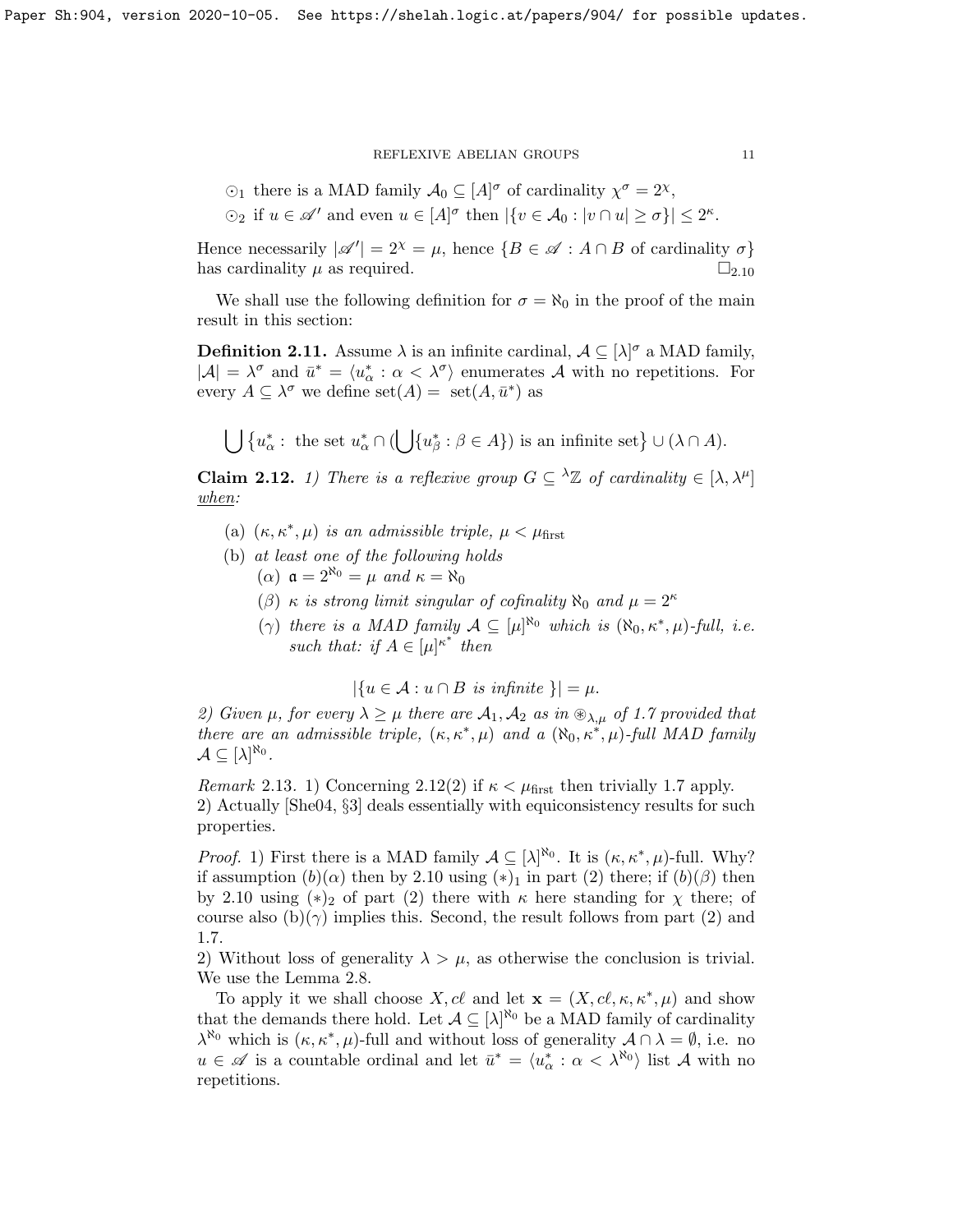$\odot_1$ there is a MAD family $\mathcal{A}_0 \subseteq [A]^\sigma$ of cardinality $\chi^\sigma = 2^\chi$,

$\odot_2$ if $u \in \mathscr{A}'$ and even $u \in [A]^\sigma$ then $|\{v \in \mathcal{A}_0 : |v \cap u| \geq \sigma\}| \leq 2^\kappa$.

Hence necessarily $|\mathscr{A}'| = 2^\chi = \mu$, hence $\{B \in \mathscr{A} : A \cap B$ of cardinality $\sigma\}$ has cardinality $\mu$ as required. $\square_{2.10}$

We shall use the following definition for $\sigma = \aleph_0$ in the proof of the main result in this section:

**Definition 2.11.** Assume $\lambda$ is an infinite cardinal, $\mathcal{A} \subseteq [\lambda]^\sigma$ a MAD family, $|\mathcal{A}| = \lambda^\sigma$ and $\bar{u}^* = \langle u^*_\alpha : \alpha < \lambda^\sigma \rangle$ enumerates $\mathcal{A}$ with no repetitions. For every $A \subseteq \lambda^\sigma$ we define $\mathrm{set}(A) = \mathrm{set}(A, \bar{u}^*)$ as

$$\bigcup \{u^*_\alpha : \text{ the set } u^*_\alpha \cap (\bigcup \{u^*_\beta : \beta \in A\}) \text{ is an infinite set}\} \cup (\lambda \cap A).$$

**Claim 2.12.** *1) There is a reflexive group $G \subseteq {}^\lambda\mathbb{Z}$ of cardinality $\in [\lambda, \lambda^\mu]$* <u>*when*</u>*:*

(a) *$(\kappa, \kappa^*, \mu)$ is an admissible triple, $\mu < \mu_{\mathrm{first}}$*

(b) *at least one of the following holds*

  ($\alpha$) *$\mathfrak{a} = 2^{\aleph_0} = \mu$ and $\kappa = \aleph_0$*

  ($\beta$) *$\kappa$ is strong limit singular of cofinality $\aleph_0$ and $\mu = 2^\kappa$*

  ($\gamma$) *there is a MAD family $\mathcal{A} \subseteq [\mu]^{\aleph_0}$ which is $(\aleph_0, \kappa^*, \mu)$-full, i.e. such that: if $A \in [\mu]^{\kappa^*}$ then*

$$|\{u \in \mathcal{A} : u \cap B \text{ is infinite }\}| = \mu.$$

*2) Given $\mu$, for every $\lambda \geq \mu$ there are $\mathcal{A}_1, \mathcal{A}_2$ as in $\circledast_{\lambda,\mu}$ of 1.7 provided that there are an admissible triple, $(\kappa, \kappa^*, \mu)$ and a $(\aleph_0, \kappa^*, \mu)$-full MAD family $\mathcal{A} \subseteq [\lambda]^{\aleph_0}$.*

*Remark* 2.13. 1) Concerning 2.12(2) if $\kappa < \mu_{\mathrm{first}}$ then trivially 1.7 apply.
2) Actually [She04, §3] deals essentially with equiconsistency results for such properties.

*Proof.* 1) First there is a MAD family $\mathcal{A} \subseteq [\lambda]^{\aleph_0}$. It is $(\kappa, \kappa^*, \mu)$-full. Why? if assumption $(b)(\alpha)$ then by 2.10 using $(*)_1$ in part (2) there; if $(b)(\beta)$ then by 2.10 using $(*)_2$ of part (2) there with $\kappa$ here standing for $\chi$ there; of course also (b)($\gamma$) implies this. Second, the result follows from part (2) and 1.7.

2) Without loss of generality $\lambda > \mu$, as otherwise the conclusion is trivial. We use the Lemma 2.8.

To apply it we shall choose $X, c\ell$ and let $\mathbf{x} = (X, c\ell, \kappa, \kappa^*, \mu)$ and show that the demands there hold. Let $\mathcal{A} \subseteq [\lambda]^{\aleph_0}$ be a MAD family of cardinality $\lambda^{\aleph_0}$ which is $(\kappa, \kappa^*, \mu)$-full and without loss of generality $\mathcal{A} \cap \lambda = \emptyset$, i.e. no $u \in \mathscr{A}$ is a countable ordinal and let $\bar{u}^* = \langle u^*_\alpha : \alpha < \lambda^{\aleph_0} \rangle$ list $\mathcal{A}$ with no repetitions.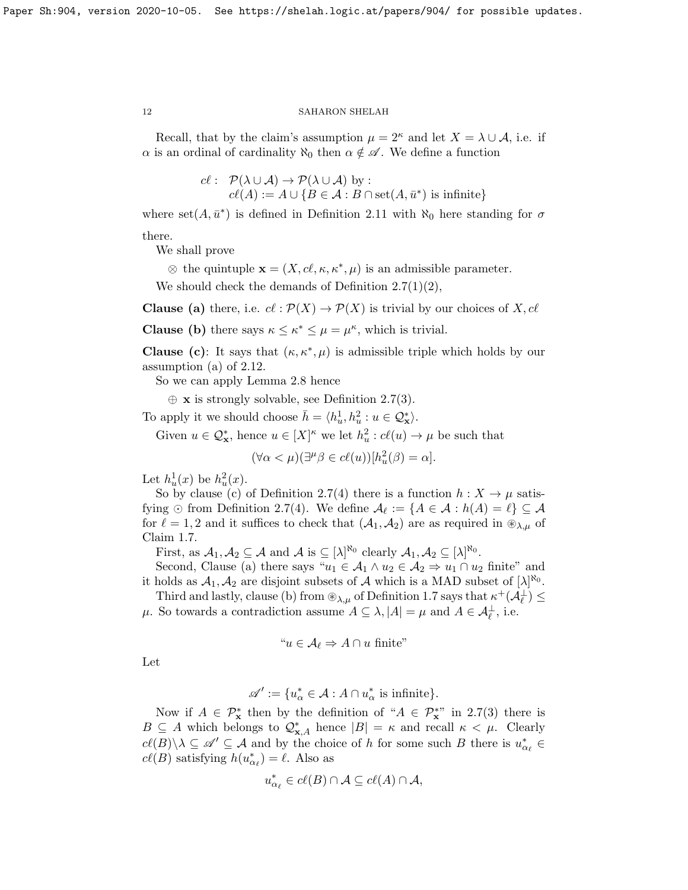Recall, that by the claim's assumption $\mu = 2^\kappa$ and let $X = \lambda \cup \mathcal{A}$, i.e. if $\alpha$ is an ordinal of cardinality $\aleph_0$ then $\alpha \notin \mathscr{A}$. We define a function

$$
\begin{aligned}
c\ell : \ & \mathcal{P}(\lambda \cup \mathcal{A}) \to \mathcal{P}(\lambda \cup \mathcal{A}) \text{ by :} \\
& c\ell(A) := A \cup \{B \in \mathcal{A} : B \cap \mathrm{set}(A, \bar{u}^*) \text{ is infinite}\}
\end{aligned}
$$

where $\mathrm{set}(A, \bar{u}^*)$ is defined in Definition 2.11 with $\aleph_0$ here standing for $\sigma$ there.

We shall prove

$\otimes$ the quintuple $\mathbf{x} = (X, c\ell, \kappa, \kappa^*, \mu)$ is an admissible parameter.

We should check the demands of Definition 2.7(1)(2),

**Clause (a)** there, i.e. $c\ell : \mathcal{P}(X) \to \mathcal{P}(X)$ is trivial by our choices of $X, c\ell$

**Clause (b)** there says $\kappa \le \kappa^* \le \mu = \mu^\kappa$, which is trivial.

**Clause (c)**: It says that $(\kappa, \kappa^*, \mu)$ is admissible triple which holds by our assumption (a) of 2.12.

So we can apply Lemma 2.8 hence

$\oplus$ $\mathbf{x}$ is strongly solvable, see Definition 2.7(3).

To apply it we should choose $\bar{h} = \langle h^1_u, h^2_u : u \in \mathcal{Q}^*_{\mathbf{x}}\rangle$.

Given $u \in \mathcal{Q}^*_{\mathbf{x}}$, hence $u \in [X]^\kappa$ we let $h^2_u : c\ell(u) \to \mu$ be such that

$$
(\forall \alpha < \mu)(\exists^\mu \beta \in c\ell(u))[h^2_u(\beta) = \alpha].
$$

Let $h^1_u(x)$ be $h^2_u(x)$.

So by clause (c) of Definition 2.7(4) there is a function $h : X \to \mu$ satisfying $\odot$ from Definition 2.7(4). We define $\mathcal{A}_\ell := \{A \in \mathcal{A} : h(A) = \ell\} \subseteq \mathcal{A}$ for $\ell = 1, 2$ and it suffices to check that $(\mathcal{A}_1, \mathcal{A}_2)$ are as required in $\circledast_{\lambda,\mu}$ of Claim 1.7.

First, as $\mathcal{A}_1, \mathcal{A}_2 \subseteq \mathcal{A}$ and $\mathcal{A}$ is $\subseteq [\lambda]^{\aleph_0}$ clearly $\mathcal{A}_1, \mathcal{A}_2 \subseteq [\lambda]^{\aleph_0}$.

Second, Clause (a) there says "$u_1 \in \mathcal{A}_1 \wedge u_2 \in \mathcal{A}_2 \Rightarrow u_1 \cap u_2$ finite" and it holds as $\mathcal{A}_1, \mathcal{A}_2$ are disjoint subsets of $\mathcal{A}$ which is a MAD subset of $[\lambda]^{\aleph_0}$.

Third and lastly, clause (b) from $\circledast_{\lambda,\mu}$ of Definition 1.7 says that $\kappa^+(\mathcal{A}^\perp_\ell) \le \mu$. So towards a contradiction assume $A \subseteq \lambda, |A| = \mu$ and $A \in \mathcal{A}^\perp_\ell$, i.e.

$$
\text{"}u \in \mathcal{A}_\ell \Rightarrow A \cap u \text{ finite"}
$$

Let

$$
\mathscr{A}' := \{u^*_\alpha \in \mathcal{A} : A \cap u^*_\alpha \text{ is infinite}\}.
$$

Now if $A \in \mathcal{P}^*_{\mathbf{x}}$ then by the definition of "$A \in \mathcal{P}^*_{\mathbf{x}}$" in 2.7(3) there is $B \subseteq A$ which belongs to $\mathcal{Q}^*_{\mathbf{x},A}$ hence $|B| = \kappa$ and recall $\kappa < \mu$. Clearly $c\ell(B)\backslash\lambda \subseteq \mathscr{A}' \subseteq \mathcal{A}$ and by the choice of $h$ for some such $B$ there is $u^*_{\alpha_\ell} \in c\ell(B)$ satisfying $h(u^*_{\alpha_\ell}) = \ell$. Also as

$$
u^*_{\alpha_\ell} \in c\ell(B) \cap \mathcal{A} \subseteq c\ell(A) \cap \mathcal{A},
$$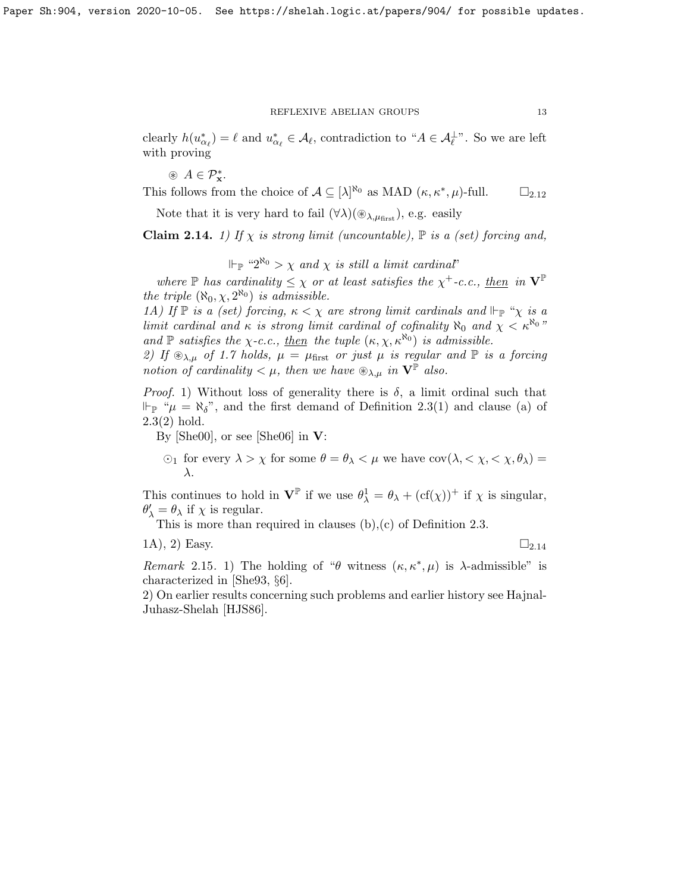clearly $h(u^*_{\alpha_\ell}) = \ell$ and $u^*_{\alpha_\ell} \in \mathcal{A}_\ell$, contradiction to "$A \in \mathcal{A}^\perp_\ell$". So we are left with proving

$\circledast$ $A \in \mathcal{P}^*_{\mathbf{x}}$.

This follows from the choice of $\mathcal{A} \subseteq [\lambda]^{\aleph_0}$ as MAD $(\kappa, \kappa^*, \mu)$-full. $\square_{2.12}$

Note that it is very hard to fail $(\forall \lambda)(\circledast_{\lambda,\mu_{\rm first}})$, e.g. easily

**Claim 2.14.** *1) If $\chi$ is strong limit (uncountable), $\mathbb{P}$ is a (set) forcing and,*

$$\Vdash_{\mathbb{P}} \text{“}2^{\aleph_0} > \chi \text{ and } \chi \text{ is still a limit cardinal”}$$

*where $\mathbb{P}$ has cardinality $\leq \chi$ or at least satisfies the $\chi^+$-c.c., then in $\mathbf{V}^{\mathbb{P}}$ the triple $(\aleph_0, \chi, 2^{\aleph_0})$ is admissible.*

*1A) If $\mathbb{P}$ is a (set) forcing, $\kappa < \chi$ are strong limit cardinals and $\Vdash_{\mathbb{P}}$ "$\chi$ is a limit cardinal and $\kappa$ is strong limit cardinal of cofinality $\aleph_0$ and $\chi < \kappa^{\aleph_0}$" and $\mathbb{P}$ satisfies the $\chi$-c.c., then the tuple $(\kappa, \chi, \kappa^{\aleph_0})$ is admissible.*

*2) If $\circledast_{\lambda,\mu}$ of 1.7 holds, $\mu = \mu_{\rm first}$ or just $\mu$ is regular and $\mathbb{P}$ is a forcing notion of cardinality $< \mu$, then we have $\circledast_{\lambda,\mu}$ in $\mathbf{V}^{\mathbb{P}}$ also.*

*Proof.* 1) Without loss of generality there is $\delta$, a limit ordinal such that $\Vdash_{\mathbb{P}}$ "$\mu = \aleph_\delta$", and the first demand of Definition 2.3(1) and clause (a) of 2.3(2) hold.

By [She00], or see [She06] in $\mathbf{V}$:

$\odot_1$ for every $\lambda > \chi$ for some $\theta = \theta_\lambda < \mu$ we have $\text{cov}(\lambda, <\chi, <\chi, \theta_\lambda) = \lambda$.

This continues to hold in $\mathbf{V}^{\mathbb{P}}$ if we use $\theta^1_\lambda = \theta_\lambda + (\text{cf}(\chi))^+$ if $\chi$ is singular, $\theta'_\lambda = \theta_\lambda$ if $\chi$ is regular.

This is more than required in clauses (b),(c) of Definition 2.3.

1A), 2) Easy. $\square_{2.14}$

*Remark* 2.15. 1) The holding of "$\theta$ witness $(\kappa, \kappa^*, \mu)$ is $\lambda$-admissible" is characterized in [She93, §6].

2) On earlier results concerning such problems and earlier history see Hajnal-Juhasz-Shelah [HJS86].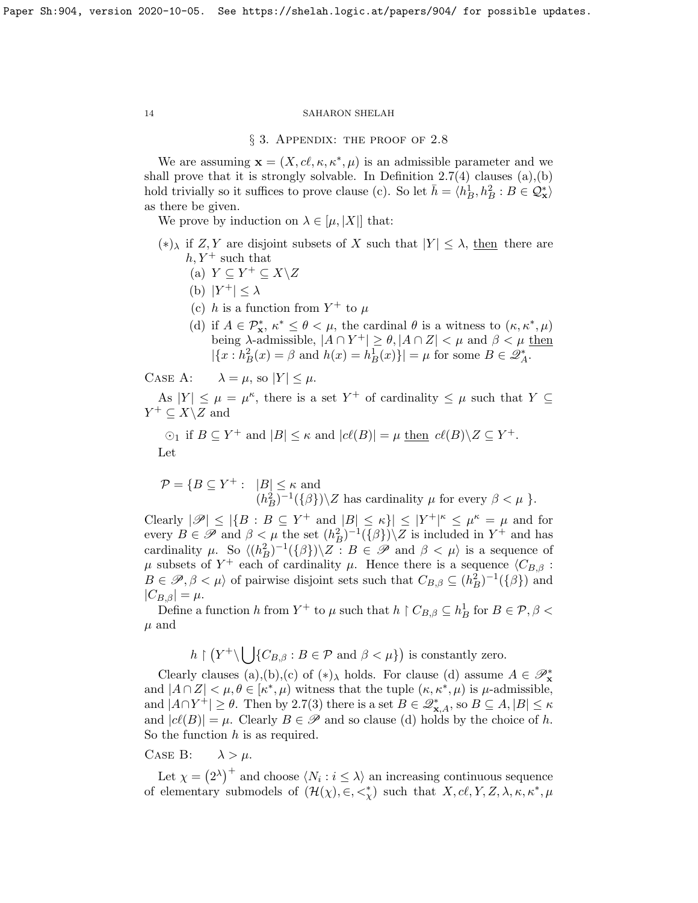## § 3. Appendix: the proof of 2.8

We are assuming $\mathbf{x} = (X, c\ell, \kappa, \kappa^*, \mu)$ is an admissible parameter and we shall prove that it is strongly solvable. In Definition 2.7(4) clauses (a),(b) hold trivially so it suffices to prove clause (c). So let $\bar{h} = \langle h^1_B, h^2_B : B \in \mathcal{Q}^*_{\mathbf{x}} \rangle$ as there be given.

We prove by induction on $\lambda \in [\mu, |X|]$ that:

$(*)_\lambda$ if $Z, Y$ are disjoint subsets of $X$ such that $|Y| \leq \lambda$, <u>then</u> there are $h, Y^+$ such that

- (a) $Y \subseteq Y^+ \subseteq X \backslash Z$
- (b) $|Y^+| \leq \lambda$
- (c) $h$ is a function from $Y^+$ to $\mu$
- (d) if $A \in \mathcal{P}^*_{\mathbf{x}}$, $\kappa^* \leq \theta < \mu$, the cardinal $\theta$ is a witness to $(\kappa, \kappa^*, \mu)$ being $\lambda$-admissible, $|A \cap Y^+| \geq \theta, |A \cap Z| < \mu$ and $\beta < \mu$ <u>then</u> $|\{x : h^2_B(x) = \beta \text{ and } h(x) = h^1_B(x)\}| = \mu$ for some $B \in \mathscr{Q}^*_A$.

Case A: $\quad \lambda = \mu$, so $|Y| \leq \mu$.

As $|Y| \leq \mu = \mu^\kappa$, there is a set $Y^+$ of cardinality $\leq \mu$ such that $Y \subseteq Y^+ \subseteq X \backslash Z$ and

$\odot_1$ if $B \subseteq Y^+$ and $|B| \leq \kappa$ and $|c\ell(B)| = \mu$ <u>then</u> $c\ell(B) \backslash Z \subseteq Y^+$.

Let

$$\mathcal{P} = \{B \subseteq Y^+ : \; |B| \leq \kappa \text{ and } (h^2_B)^{-1}(\{\beta\}) \backslash Z \text{ has cardinality } \mu \text{ for every } \beta < \mu \}.$$

Clearly $|\mathscr{P}| \leq |\{B : B \subseteq Y^+ \text{ and } |B| \leq \kappa\}| \leq |Y^+|^\kappa \leq \mu^\kappa = \mu$ and for every $B \in \mathscr{P}$ and $\beta < \mu$ the set $(h^2_B)^{-1}(\{\beta\}) \backslash Z$ is included in $Y^+$ and has cardinality $\mu$. So $\langle (h^2_B)^{-1}(\{\beta\}) \backslash Z : B \in \mathscr{P} \text{ and } \beta < \mu \rangle$ is a sequence of $\mu$ subsets of $Y^+$ each of cardinality $\mu$. Hence there is a sequence $\langle C_{B,\beta} : B \in \mathscr{P}, \beta < \mu \rangle$ of pairwise disjoint sets such that $C_{B,\beta} \subseteq (h^2_B)^{-1}(\{\beta\})$ and $|C_{B,\beta}| = \mu$.

Define a function $h$ from $Y^+$ to $\mu$ such that $h \restriction C_{B,\beta} \subseteq h^1_B$ for $B \in \mathcal{P}, \beta < \mu$ and

$$h \restriction \big(Y^+ \backslash \bigcup \{C_{B,\beta} : B \in \mathcal{P} \text{ and } \beta < \mu\}\big) \text{ is constantly zero.}$$

Clearly clauses (a),(b),(c) of $(*)_\lambda$ holds. For clause (d) assume $A \in \mathscr{P}^*_{\mathbf{x}}$ and $|A \cap Z| < \mu, \theta \in [\kappa^*, \mu)$ witness that the tuple $(\kappa, \kappa^*, \mu)$ is $\mu$-admissible, and $|A \cap Y^+| \geq \theta$. Then by 2.7(3) there is a set $B \in \mathscr{Q}^*_{\mathbf{x},A}$, so $B \subseteq A, |B| \leq \kappa$ and $|c\ell(B)| = \mu$. Clearly $B \in \mathscr{P}$ and so clause (d) holds by the choice of $h$. So the function $h$ is as required.

Case B: $\quad \lambda > \mu$.

Let $\chi = \left(2^\lambda\right)^+$ and choose $\langle N_i : i \leq \lambda \rangle$ an increasing continuous sequence of elementary submodels of $(\mathcal{H}(\chi), \in, <^*_\chi)$ such that $X, c\ell, Y, Z, \lambda, \kappa, \kappa^*, \mu$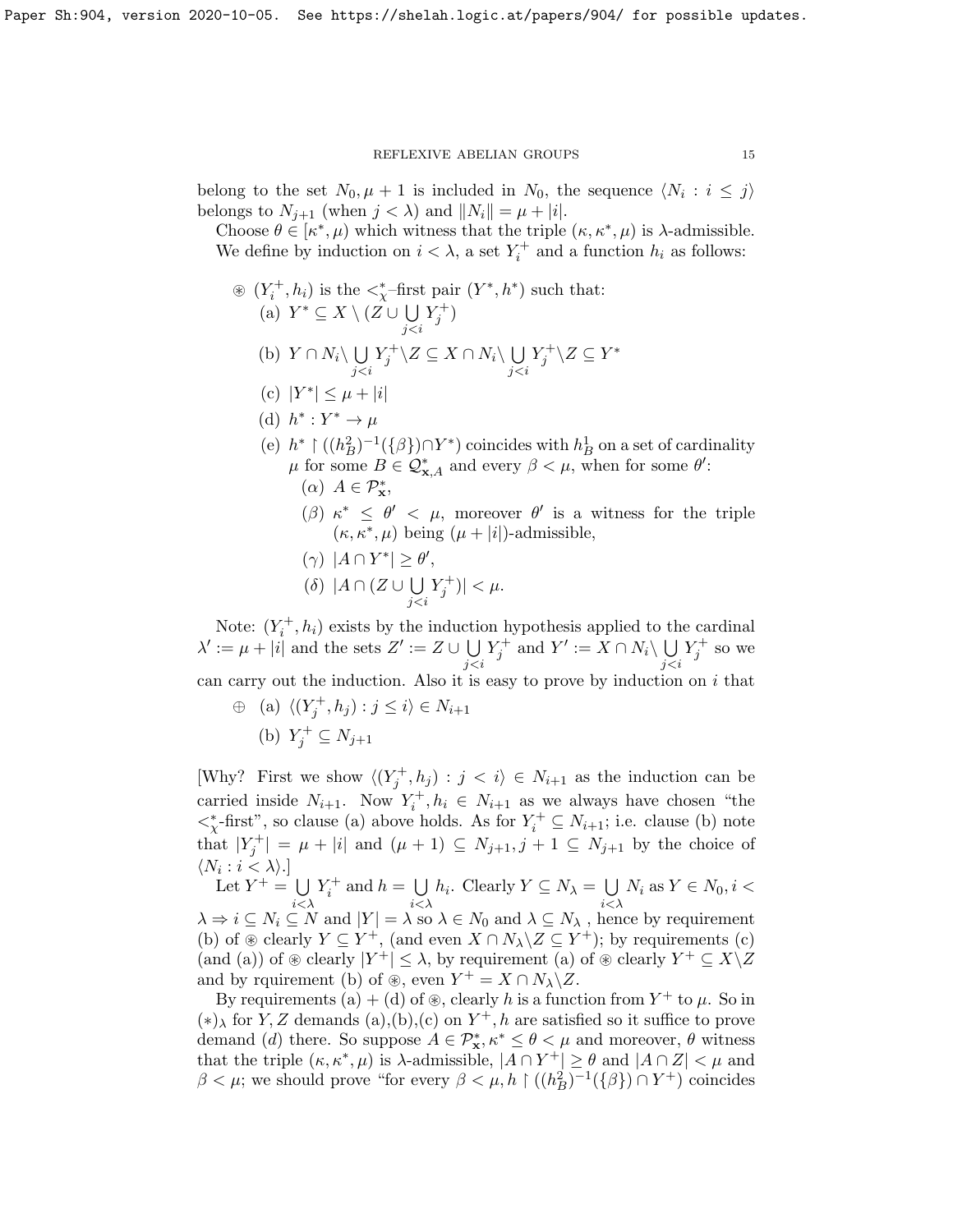belong to the set $N_0, \mu+1$ is included in $N_0$, the sequence $\langle N_i : i \le j\rangle$ belongs to $N_{j+1}$ (when $j < \lambda$) and $\|N_i\| = \mu + |i|$.

Choose $\theta \in [\kappa^*, \mu)$ which witness that the triple $(\kappa, \kappa^*, \mu)$ is $\lambda$-admissible.

We define by induction on $i < \lambda$, a set $Y_i^+$ and a function $h_i$ as follows:

$\circledast$ $(Y_i^+, h_i)$ is the $<^*_\chi$–first pair $(Y^*, h^*)$ such that:

(a) $Y^* \subseteq X \setminus (Z \cup \bigcup\limits_{j<i} Y_j^+)$

(b) $Y \cap N_i \setminus \bigcup\limits_{j<i} Y_j^+ \setminus Z \subseteq X \cap N_i \setminus \bigcup\limits_{j<i} Y_j^+ \setminus Z \subseteq Y^*$

(c) $|Y^*| \le \mu + |i|$

(d) $h^* : Y^* \to \mu$

(e) $h^* \restriction ((h_B^2)^{-1}(\{\beta\}) \cap Y^*)$ coincides with $h_B^1$ on a set of cardinality $\mu$ for some $B \in \mathcal{Q}^*_{\mathbf{x},A}$ and every $\beta < \mu$, when for some $\theta'$:

($\alpha$) $A \in \mathcal{P}^*_{\mathbf{x}}$,

($\beta$) $\kappa^* \le \theta' < \mu$, moreover $\theta'$ is a witness for the triple $(\kappa, \kappa^*, \mu)$ being $(\mu + |i|)$-admissible,

($\gamma$) $|A \cap Y^*| \ge \theta'$,

($\delta$) $|A \cap (Z \cup \bigcup\limits_{j<i} Y_j^+)| < \mu$.

Note: $(Y_i^+, h_i)$ exists by the induction hypothesis applied to the cardinal $\lambda' := \mu + |i|$ and the sets $Z' := Z \cup \bigcup\limits_{j<i} Y_j^+$ and $Y' := X \cap N_i \setminus \bigcup\limits_{j<i} Y_j^+$ so we can carry out the induction. Also it is easy to prove by induction on $i$ that

$\oplus$ (a) $\langle (Y_j^+, h_j) : j \le i\rangle \in N_{i+1}$

(b) $Y_j^+ \subseteq N_{j+1}$

[Why? First we show $\langle (Y_j^+, h_j) : j < i\rangle \in N_{i+1}$ as the induction can be carried inside $N_{i+1}$. Now $Y_i^+, h_i \in N_{i+1}$ as we always have chosen "the $<^*_\chi$-first", so clause (a) above holds. As for $Y_i^+ \subseteq N_{i+1}$; i.e. clause (b) note that $|Y_j^+| = \mu + |i|$ and $(\mu+1) \subseteq N_{j+1}, j+1 \subseteq N_{j+1}$ by the choice of $\langle N_i : i < \lambda\rangle$.]

Let $Y^+ = \bigcup\limits_{i<\lambda} Y_i^+$ and $h = \bigcup\limits_{i<\lambda} h_i$. Clearly $Y \subseteq N_\lambda = \bigcup\limits_{i<\lambda} N_i$ as $Y \in N_0, i < \lambda \Rightarrow i \subseteq N_i \subseteq N$ and $|Y| = \lambda$ so $\lambda \in N_0$ and $\lambda \subseteq N_\lambda$, hence by requirement (b) of $\circledast$ clearly $Y \subseteq Y^+$, (and even $X \cap N_\lambda \setminus Z \subseteq Y^+$); by requirements (c) (and (a)) of $\circledast$ clearly $|Y^+| \le \lambda$, by requirement (a) of $\circledast$ clearly $Y^+ \subseteq X \setminus Z$ and by rquirement (b) of $\circledast$, even $Y^+ = X \cap N_\lambda \setminus Z$.

By requirements (a) + (d) of $\circledast$, clearly $h$ is a function from $Y^+$ to $\mu$. So in $(*)_\lambda$ for $Y, Z$ demands (a),(b),(c) on $Y^+, h$ are satisfied so it suffice to prove demand (d) there. So suppose $A \in \mathcal{P}^*_{\mathbf{x}}, \kappa^* \le \theta < \mu$ and moreover, $\theta$ witness that the triple $(\kappa, \kappa^*, \mu)$ is $\lambda$-admissible, $|A \cap Y^+| \ge \theta$ and $|A \cap Z| < \mu$ and $\beta < \mu$; we should prove "for every $\beta < \mu, h \restriction ((h_B^2)^{-1}(\{\beta\}) \cap Y^+)$ coincides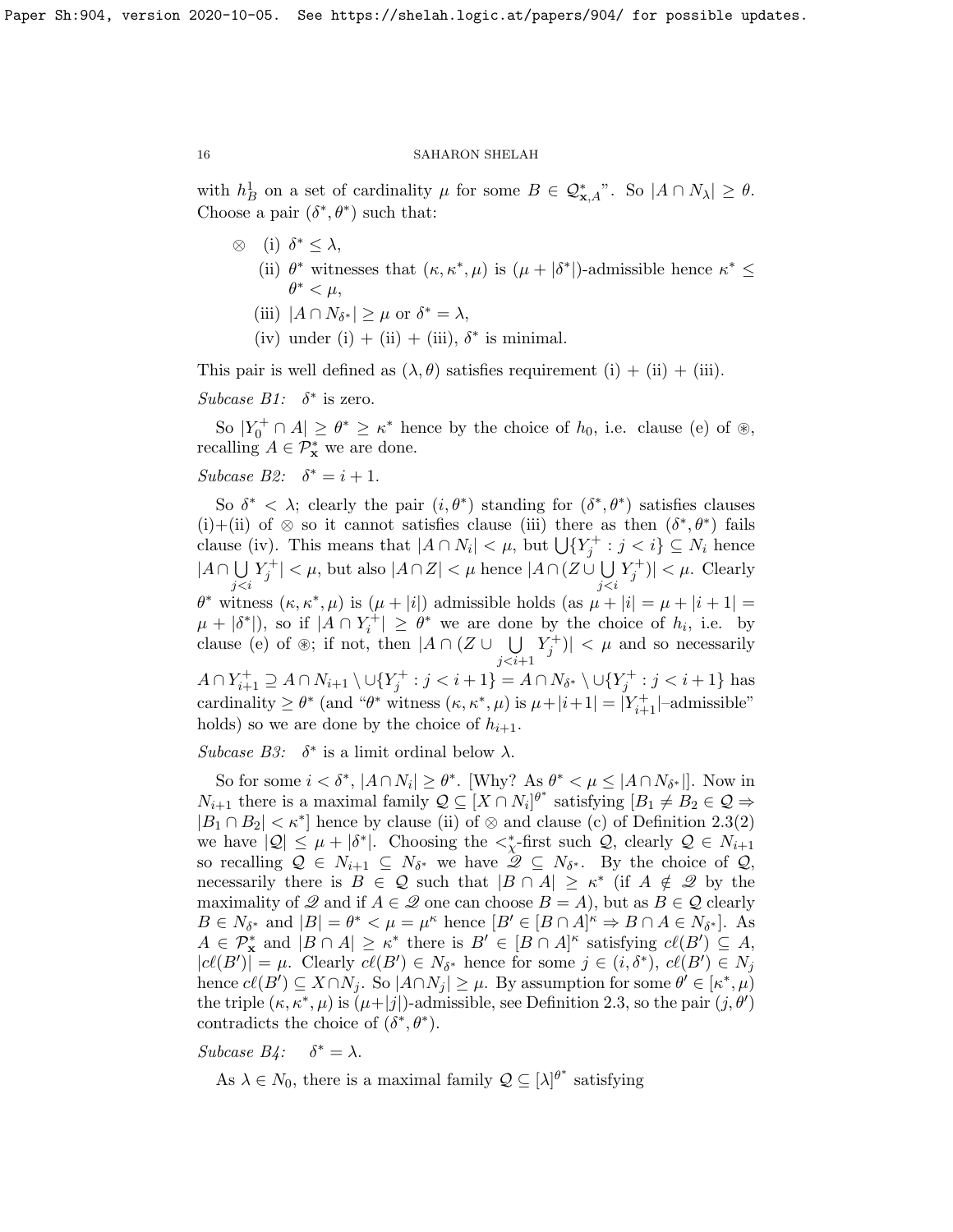with $h^1_B$ on a set of cardinality $\mu$ for some $B \in \mathcal{Q}^*_{\mathbf{x},A}$". So $|A \cap N_\lambda| \geq \theta$. Choose a pair $(\delta^*, \theta^*)$ such that:

$\otimes$ (i) $\delta^* \leq \lambda$,

(ii) $\theta^*$ witnesses that $(\kappa, \kappa^*, \mu)$ is $(\mu + |\delta^*|)$-admissible hence $\kappa^* \leq \theta^* < \mu$,

(iii) $|A \cap N_{\delta^*}| \geq \mu$ or $\delta^* = \lambda$,

(iv) under (i) + (ii) + (iii), $\delta^*$ is minimal.

This pair is well defined as $(\lambda, \theta)$ satisfies requirement (i) + (ii) + (iii).

*Subcase B1:* $\delta^*$ is zero.

So $|Y^+_0 \cap A| \geq \theta^* \geq \kappa^*$ hence by the choice of $h_0$, i.e. clause (e) of $\circledast$, recalling $A \in \mathcal{P}^*_{\mathbf{x}}$ we are done.

*Subcase B2:* $\delta^* = i + 1$.

So $\delta^* < \lambda$; clearly the pair $(i, \theta^*)$ standing for $(\delta^*, \theta^*)$ satisfies clauses (i)+(ii) of $\otimes$ so it cannot satisfies clause (iii) there as then $(\delta^*, \theta^*)$ fails clause (iv). This means that $|A \cap N_i| < \mu$, but $\bigcup\{Y^+_j : j < i\} \subseteq N_i$ hence $|A \cap \bigcup\limits_{j<i} Y^+_j| < \mu$, but also $|A \cap Z| < \mu$ hence $|A \cap (Z \cup \bigcup\limits_{j<i} Y^+_j)| < \mu$. Clearly $\theta^*$ witness $(\kappa, \kappa^*, \mu)$ is $(\mu + |i|)$ admissible holds (as $\mu + |i| = \mu + |i+1| = \mu + |\delta^*|$), so if $|A \cap Y^+_i| \geq \theta^*$ we are done by the choice of $h_i$, i.e. by clause (e) of $\circledast$; if not, then $|A \cap (Z \cup \bigcup\limits_{j<i+1} Y^+_j)| < \mu$ and so necessarily $A \cap Y^+_{i+1} \supseteq A \cap N_{i+1} \setminus \cup\{Y^+_j : j < i+1\} = A \cap N_{\delta^*} \setminus \cup\{Y^+_j : j < i+1\}$ has cardinality $\geq \theta^*$ (and "$\theta^*$ witness $(\kappa, \kappa^*, \mu)$ is $\mu + |i+1| = |Y^+_{i+1}|$–admissible" holds) so we are done by the choice of $h_{i+1}$.

*Subcase B3:* $\delta^*$ is a limit ordinal below $\lambda$.

So for some $i < \delta^*$, $|A \cap N_i| \geq \theta^*$. [Why? As $\theta^* < \mu \leq |A \cap N_{\delta^*}|$]. Now in $N_{i+1}$ there is a maximal family $\mathcal{Q} \subseteq [X \cap N_i]^{\theta^*}$ satisfying $[B_1 \neq B_2 \in \mathcal{Q} \Rightarrow |B_1 \cap B_2| < \kappa^*]$ hence by clause (ii) of $\otimes$ and clause (c) of Definition 2.3(2) we have $|\mathcal{Q}| \leq \mu + |\delta^*|$. Choosing the $<^*_\chi$-first such $\mathcal{Q}$, clearly $\mathcal{Q} \in N_{i+1}$ so recalling $\mathcal{Q} \in N_{i+1} \subseteq N_{\delta^*}$ we have $\mathscr{Q} \subseteq N_{\delta^*}$. By the choice of $\mathcal{Q}$, necessarily there is $B \in \mathcal{Q}$ such that $|B \cap A| \geq \kappa^*$ (if $A \notin \mathscr{Q}$ by the maximality of $\mathscr{Q}$ and if $A \in \mathscr{Q}$ one can choose $B = A$), but as $B \in \mathcal{Q}$ clearly $B \in N_{\delta^*}$ and $|B| = \theta^* < \mu = \mu^\kappa$ hence $[B' \in [B \cap A]^\kappa \Rightarrow B \cap A \in N_{\delta^*}]$. As $A \in \mathcal{P}^*_{\mathbf{x}}$ and $|B \cap A| \geq \kappa^*$ there is $B' \in [B \cap A]^\kappa$ satisfying $c\ell(B') \subseteq A$, $|c\ell(B')| = \mu$. Clearly $c\ell(B') \in N_{\delta^*}$ hence for some $j \in (i, \delta^*)$, $c\ell(B') \in N_j$ hence $c\ell(B') \subseteq X \cap N_j$. So $|A \cap N_j| \geq \mu$. By assumption for some $\theta' \in [\kappa^*, \mu)$ the triple $(\kappa, \kappa^*, \mu)$ is $(\mu + |j|)$-admissible, see Definition 2.3, so the pair $(j, \theta')$ contradicts the choice of $(\delta^*, \theta^*)$.

*Subcase B4:* $\delta^* = \lambda$.

As $\lambda \in N_0$, there is a maximal family $\mathcal{Q} \subseteq [\lambda]^{\theta^*}$ satisfying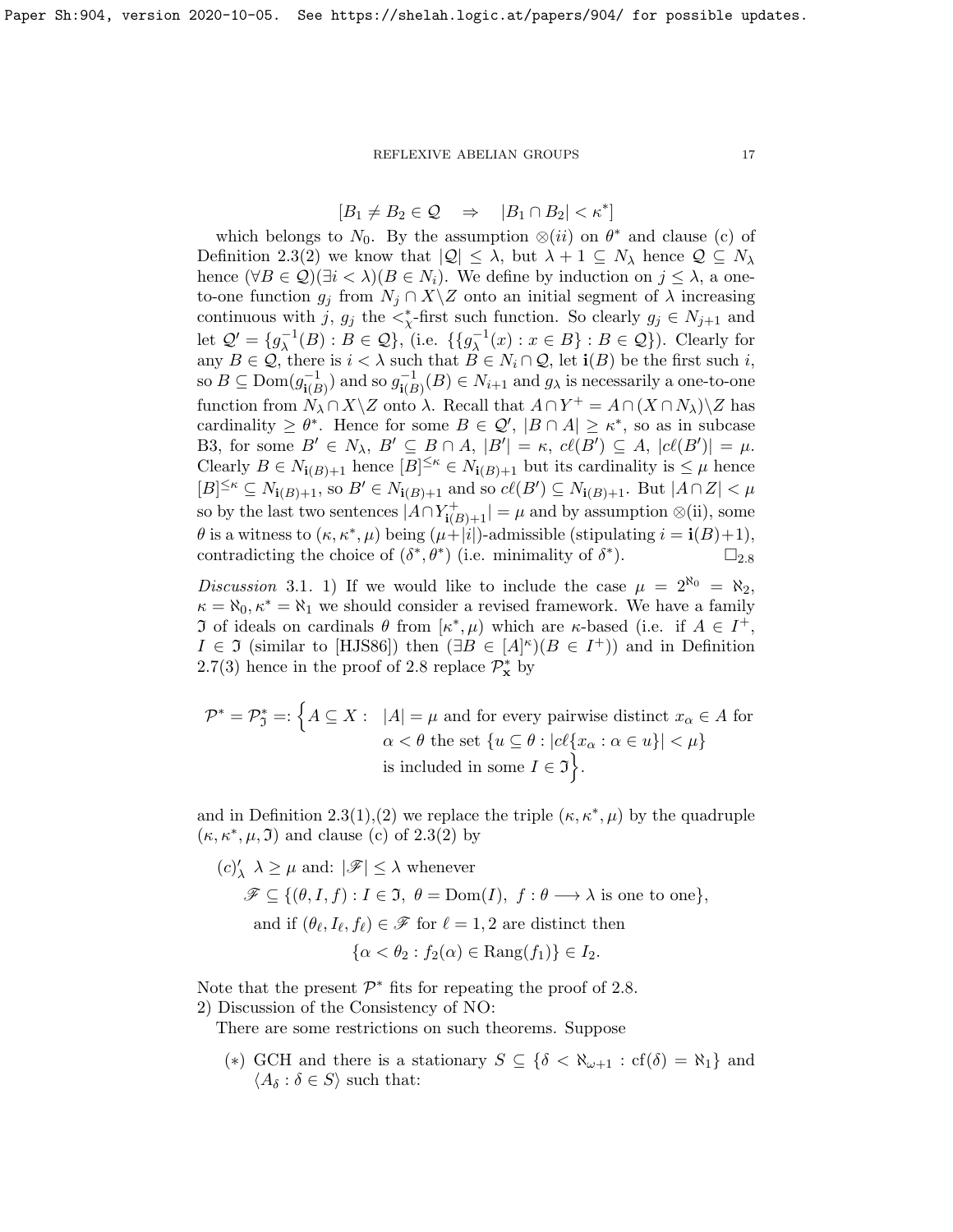$$[B_1 \neq B_2 \in \mathcal{Q} \quad \Rightarrow \quad |B_1 \cap B_2| < \kappa^*]$$

which belongs to $N_0$. By the assumption $\otimes(ii)$ on $\theta^*$ and clause (c) of Definition 2.3(2) we know that $|\mathcal{Q}| \leq \lambda$, but $\lambda + 1 \subseteq N_\lambda$ hence $\mathcal{Q} \subseteq N_\lambda$ hence $(\forall B \in \mathcal{Q})(\exists i < \lambda)(B \in N_i)$. We define by induction on $j \leq \lambda$, a one-to-one function $g_j$ from $N_j \cap X \backslash Z$ onto an initial segment of $\lambda$ increasing continuous with $j$, $g_j$ the $<^*_\chi$-first such function. So clearly $g_j \in N_{j+1}$ and let $\mathcal{Q}' = \{g_\lambda^{-1}(B) : B \in \mathcal{Q}\}$, (i.e. $\{\{g_\lambda^{-1}(x) : x \in B\} : B \in \mathcal{Q}\}$). Clearly for any $B \in \mathcal{Q}$, there is $i < \lambda$ such that $B \in N_i \cap \mathcal{Q}$, let $\mathbf{i}(B)$ be the first such $i$, so $B \subseteq \mathrm{Dom}(g^{-1}_{\mathbf{i}(B)})$ and so $g^{-1}_{\mathbf{i}(B)}(B) \in N_{i+1}$ and $g_\lambda$ is necessarily a one-to-one function from $N_\lambda \cap X \backslash Z$ onto $\lambda$. Recall that $A \cap Y^+ = A \cap (X \cap N_\lambda) \backslash Z$ has cardinality $\geq \theta^*$. Hence for some $B \in \mathcal{Q}'$, $|B \cap A| \geq \kappa^*$, so as in subcase B3, for some $B' \in N_\lambda$, $B' \subseteq B \cap A$, $|B'| = \kappa$, $c\ell(B') \subseteq A$, $|c\ell(B')| = \mu$. Clearly $B \in N_{\mathbf{i}(B)+1}$ hence $[B]^{\leq \kappa} \in N_{\mathbf{i}(B)+1}$ but its cardinality is $\leq \mu$ hence $[B]^{\leq \kappa} \subseteq N_{\mathbf{i}(B)+1}$, so $B' \in N_{\mathbf{i}(B)+1}$ and so $c\ell(B') \subseteq N_{\mathbf{i}(B)+1}$. But $|A \cap Z| < \mu$ so by the last two sentences $|A \cap Y^+_{\mathbf{i}(B)+1}| = \mu$ and by assumption $\otimes$(ii), some $\theta$ is a witness to $(\kappa, \kappa^*, \mu)$ being $(\mu + |i|)$-admissible (stipulating $i = \mathbf{i}(B)+1$), contradicting the choice of $(\delta^*, \theta^*)$ (i.e. minimality of $\delta^*$). $\square_{2.8}$

*Discussion* 3.1. 1) If we would like to include the case $\mu = 2^{\aleph_0} = \aleph_2$, $\kappa = \aleph_0, \kappa^* = \aleph_1$ we should consider a revised framework. We have a family $\mathfrak{I}$ of ideals on cardinals $\theta$ from $[\kappa^*, \mu)$ which are $\kappa$-based (i.e. if $A \in I^+$, $I \in \mathfrak{I}$ (similar to [HJS86]) then $(\exists B \in [A]^\kappa)(B \in I^+)$) and in Definition 2.7(3) hence in the proof of 2.8 replace $\mathcal{P}^*_{\mathbf{x}}$ by

$$\mathcal{P}^* = \mathcal{P}^*_{\mathfrak{I}} =: \Big\{ A \subseteq X : \begin{array}{l} |A| = \mu \text{ and for every pairwise distinct } x_\alpha \in A \text{ for} \\ \alpha < \theta \text{ the set } \{u \subseteq \theta : |c\ell\{x_\alpha : \alpha \in u\}| < \mu\} \\ \text{is included in some } I \in \mathfrak{I} \Big\}. \end{array}$$

and in Definition 2.3(1),(2) we replace the triple $(\kappa, \kappa^*, \mu)$ by the quadruple $(\kappa, \kappa^*, \mu, \mathfrak{I})$ and clause (c) of 2.3(2) by

$(c)'_\lambda$ $\lambda \geq \mu$ and: $|\mathscr{F}| \leq \lambda$ whenever

$$\mathscr{F} \subseteq \{(\theta, I, f) : I \in \mathfrak{I},\ \theta = \mathrm{Dom}(I),\ f : \theta \longrightarrow \lambda \text{ is one to one}\},$$

and if $(\theta_\ell, I_\ell, f_\ell) \in \mathscr{F}$ for $\ell = 1, 2$ are distinct then

$$\{\alpha < \theta_2 : f_2(\alpha) \in \mathrm{Rang}(f_1)\} \in I_2.$$

Note that the present $\mathcal{P}^*$ fits for repeating the proof of 2.8.

2) Discussion of the Consistency of NO:

There are some restrictions on such theorems. Suppose

- $(*)$ GCH and there is a stationary $S \subseteq \{\delta < \aleph_{\omega+1} : \mathrm{cf}(\delta) = \aleph_1\}$ and $\langle A_\delta : \delta \in S \rangle$ such that: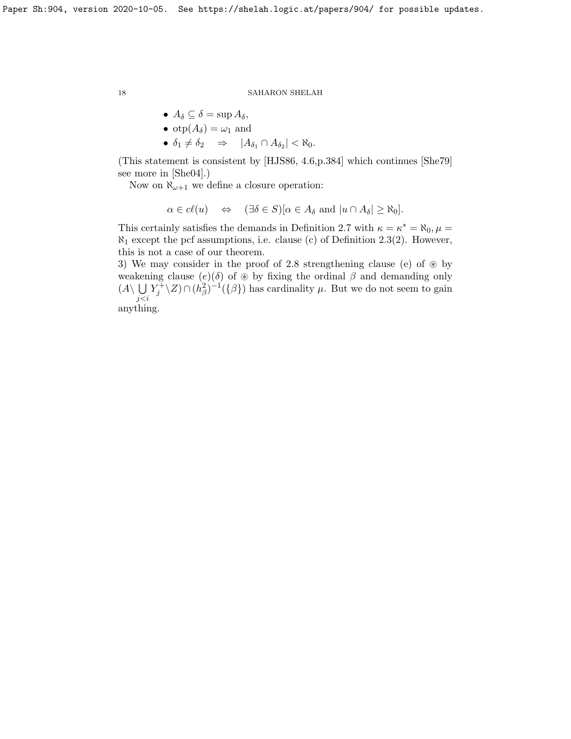- $A_\delta \subseteq \delta = \sup A_\delta$,
- $\text{otp}(A_\delta) = \omega_1$ and
- $\delta_1 \neq \delta_2 \quad \Rightarrow \quad |A_{\delta_1} \cap A_{\delta_2}| < \aleph_0$.

(This statement is consistent by [HJS86, 4.6,p.384] which continues [She79] see more in [She04].)

Now on $\aleph_{\omega+1}$ we define a closure operation:

$$\alpha \in c\ell(u) \quad \Leftrightarrow \quad (\exists \delta \in S)[\alpha \in A_\delta \text{ and } |u \cap A_\delta| \geq \aleph_0].$$

This certainly satisfies the demands in Definition 2.7 with $\kappa = \kappa^* = \aleph_0, \mu = \aleph_1$ except the pcf assumptions, i.e. clause (c) of Definition 2.3(2). However, this is not a case of our theorem.

3) We may consider in the proof of 2.8 strengthening clause (e) of $\circledast$ by weakening clause $(e)(\delta)$ of $\circledast$ by fixing the ordinal $\beta$ and demanding only $(A \backslash \bigcup\limits_{j<i} Y_j^+ \backslash Z) \cap (h_\beta^2)^{-1}(\{\beta\})$ has cardinality $\mu$. But we do not seem to gain anything.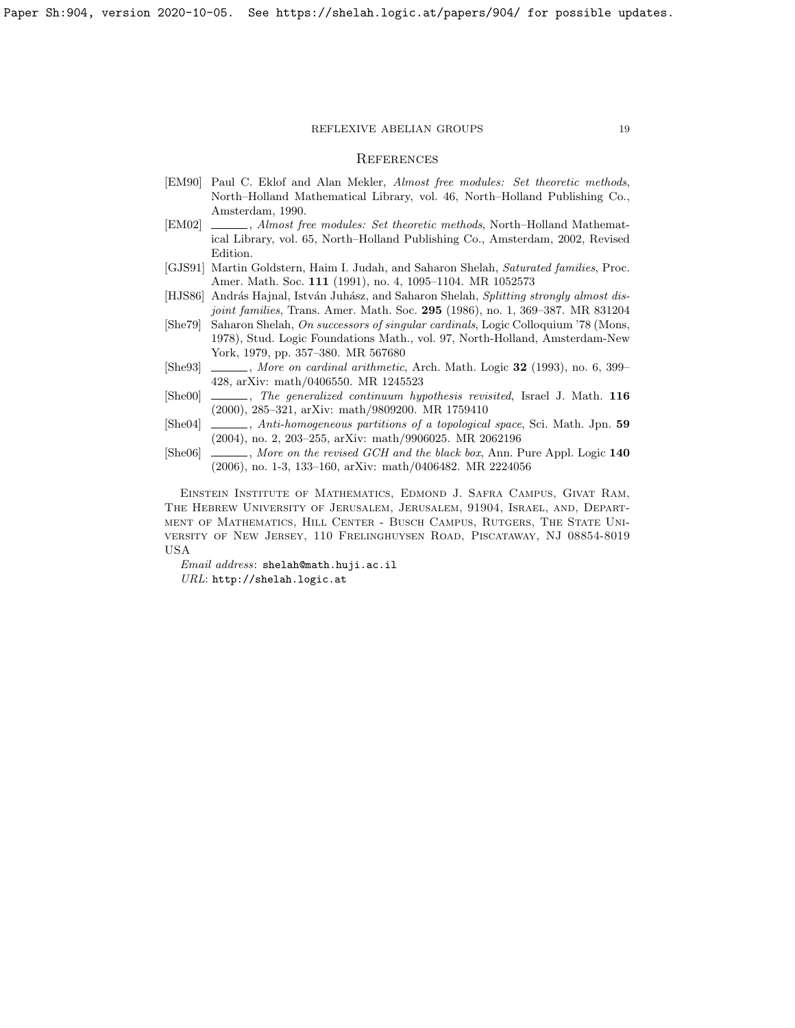## References

[EM90] Paul C. Eklof and Alan Mekler, *Almost free modules: Set theoretic methods*, North–Holland Mathematical Library, vol. 46, North–Holland Publishing Co., Amsterdam, 1990.

[EM02] ______, *Almost free modules: Set theoretic methods*, North–Holland Mathematical Library, vol. 65, North–Holland Publishing Co., Amsterdam, 2002, Revised Edition.

[GJS91] Martin Goldstern, Haim I. Judah, and Saharon Shelah, *Saturated families*, Proc. Amer. Math. Soc. **111** (1991), no. 4, 1095–1104. MR 1052573

[HJS86] András Hajnal, István Juhász, and Saharon Shelah, *Splitting strongly almost disjoint families*, Trans. Amer. Math. Soc. **295** (1986), no. 1, 369–387. MR 831204

[She79] Saharon Shelah, *On successors of singular cardinals*, Logic Colloquium '78 (Mons, 1978), Stud. Logic Foundations Math., vol. 97, North-Holland, Amsterdam-New York, 1979, pp. 357–380. MR 567680

[She93] ______, *More on cardinal arithmetic*, Arch. Math. Logic **32** (1993), no. 6, 399–428, arXiv: math/0406550. MR 1245523

[She00] ______, *The generalized continuum hypothesis revisited*, Israel J. Math. **116** (2000), 285–321, arXiv: math/9809200. MR 1759410

[She04] ______, *Anti-homogeneous partitions of a topological space*, Sci. Math. Jpn. **59** (2004), no. 2, 203–255, arXiv: math/9906025. MR 2062196

[She06] ______, *More on the revised GCH and the black box*, Ann. Pure Appl. Logic **140** (2006), no. 1-3, 133–160, arXiv: math/0406482. MR 2224056

Einstein Institute of Mathematics, Edmond J. Safra Campus, Givat Ram, The Hebrew University of Jerusalem, Jerusalem, 91904, Israel, and, Department of Mathematics, Hill Center - Busch Campus, Rutgers, The State University of New Jersey, 110 Frelinghuysen Road, Piscataway, NJ 08854-8019 USA

*Email address*: shelah@math.huji.ac.il

*URL*: http://shelah.logic.at